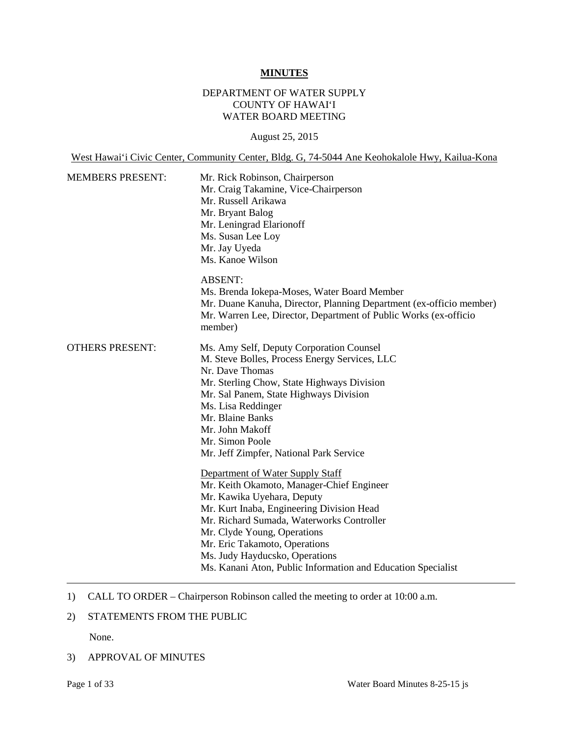**MINUTES**

DEPARTMENT OF WATER SUPPLY
COUNTY OF HAWAI'I
WATER BOARD MEETING

August 25, 2015

West Hawai'i Civic Center, Community Center, Bldg. G, 74-5044 Ane Keohokalole Hwy, Kailua-Kona

MEMBERS PRESENT:

Mr. Rick Robinson, Chairperson
Mr. Craig Takamine, Vice-Chairperson
Mr. Russell Arikawa
Mr. Bryant Balog
Mr. Leningrad Elarionoff
Ms. Susan Lee Loy
Mr. Jay Uyeda
Ms. Kanoe Wilson

ABSENT:
Ms. Brenda Iokepa-Moses, Water Board Member
Mr. Duane Kanuha, Director, Planning Department (ex-officio member)
Mr. Warren Lee, Director, Department of Public Works (ex-officio member)

OTHERS PRESENT:

Ms. Amy Self, Deputy Corporation Counsel
M. Steve Bolles, Process Energy Services, LLC
Nr. Dave Thomas
Mr. Sterling Chow, State Highways Division
Mr. Sal Panem, State Highways Division
Ms. Lisa Reddinger
Mr. Blaine Banks
Mr. John Makoff
Mr. Simon Poole
Mr. Jeff Zimpfer, National Park Service

Department of Water Supply Staff
Mr. Keith Okamoto, Manager-Chief Engineer
Mr. Kawika Uyehara, Deputy
Mr. Kurt Inaba, Engineering Division Head
Mr. Richard Sumada, Waterworks Controller
Mr. Clyde Young, Operations
Mr. Eric Takamoto, Operations
Ms. Judy Hayducsko, Operations
Ms. Kanani Aton, Public Information and Education Specialist

---

1) CALL TO ORDER – Chairperson Robinson called the meeting to order at 10:00 a.m.

2) STATEMENTS FROM THE PUBLIC

None.

3) APPROVAL OF MINUTES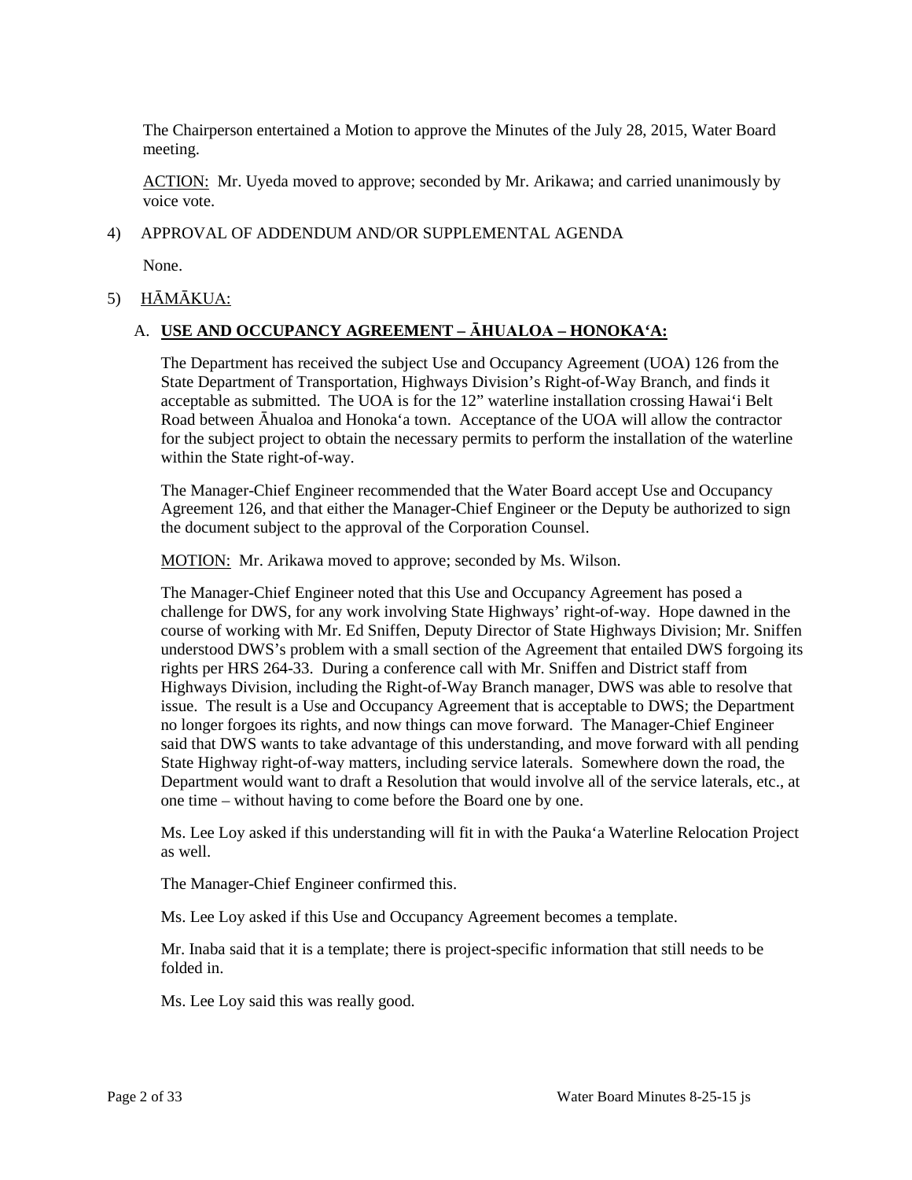The Chairperson entertained a Motion to approve the Minutes of the July 28, 2015, Water Board meeting.

ACTION: Mr. Uyeda moved to approve; seconded by Mr. Arikawa; and carried unanimously by voice vote.

4) APPROVAL OF ADDENDUM AND/OR SUPPLEMENTAL AGENDA

None.

5) HĀMĀKUA:

A. **USE AND OCCUPANCY AGREEMENT – ĀHUALOA – HONOKAʻA:**

The Department has received the subject Use and Occupancy Agreement (UOA) 126 from the State Department of Transportation, Highways Division's Right-of-Way Branch, and finds it acceptable as submitted. The UOA is for the 12" waterline installation crossing Hawaiʻi Belt Road between Āhualoa and Honokaʻa town. Acceptance of the UOA will allow the contractor for the subject project to obtain the necessary permits to perform the installation of the waterline within the State right-of-way.

The Manager-Chief Engineer recommended that the Water Board accept Use and Occupancy Agreement 126, and that either the Manager-Chief Engineer or the Deputy be authorized to sign the document subject to the approval of the Corporation Counsel.

MOTION: Mr. Arikawa moved to approve; seconded by Ms. Wilson.

The Manager-Chief Engineer noted that this Use and Occupancy Agreement has posed a challenge for DWS, for any work involving State Highways' right-of-way. Hope dawned in the course of working with Mr. Ed Sniffen, Deputy Director of State Highways Division; Mr. Sniffen understood DWS's problem with a small section of the Agreement that entailed DWS forgoing its rights per HRS 264-33. During a conference call with Mr. Sniffen and District staff from Highways Division, including the Right-of-Way Branch manager, DWS was able to resolve that issue. The result is a Use and Occupancy Agreement that is acceptable to DWS; the Department no longer forgoes its rights, and now things can move forward. The Manager-Chief Engineer said that DWS wants to take advantage of this understanding, and move forward with all pending State Highway right-of-way matters, including service laterals. Somewhere down the road, the Department would want to draft a Resolution that would involve all of the service laterals, etc., at one time – without having to come before the Board one by one.

Ms. Lee Loy asked if this understanding will fit in with the Paukaʻa Waterline Relocation Project as well.

The Manager-Chief Engineer confirmed this.

Ms. Lee Loy asked if this Use and Occupancy Agreement becomes a template.

Mr. Inaba said that it is a template; there is project-specific information that still needs to be folded in.

Ms. Lee Loy said this was really good.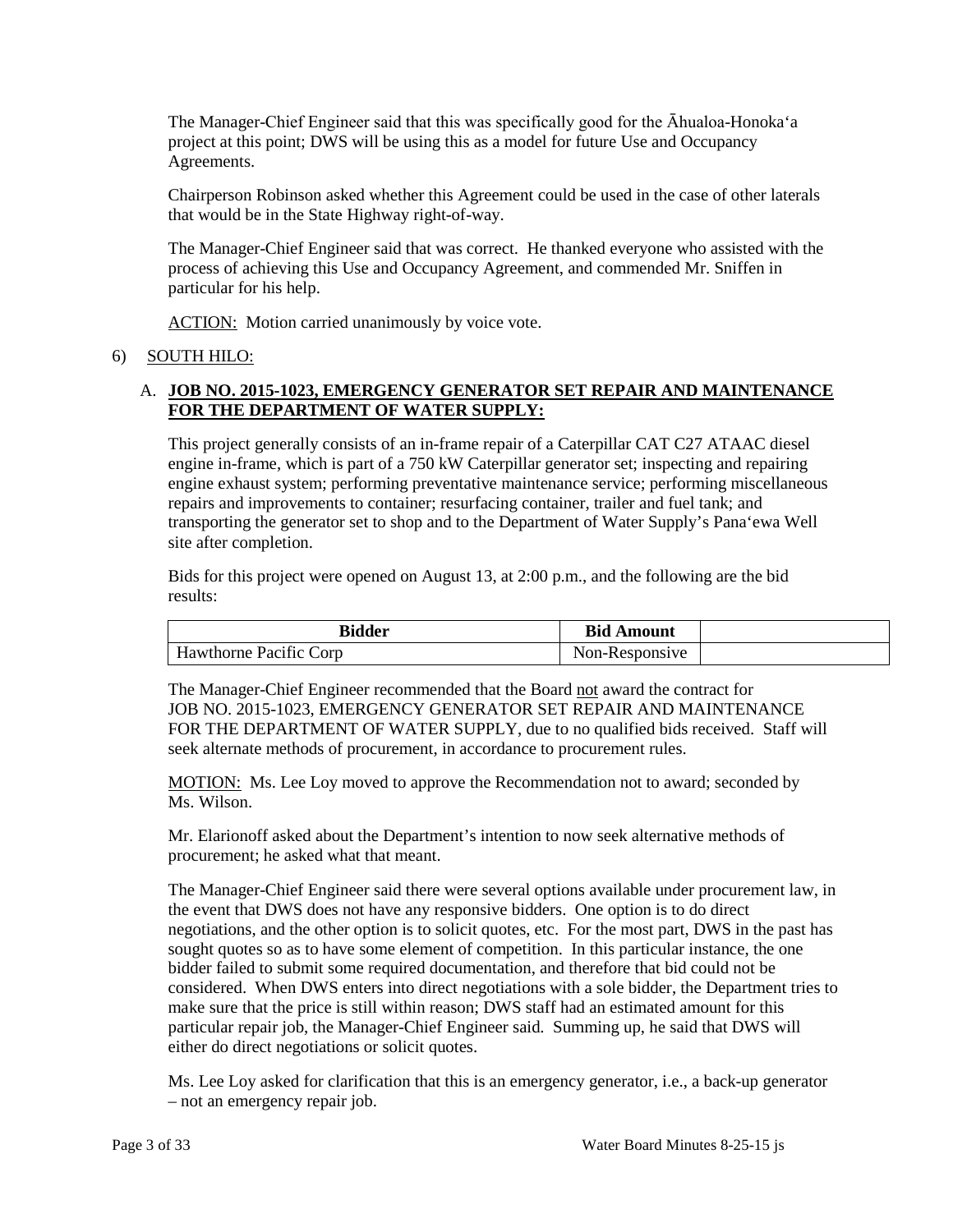The Manager-Chief Engineer said that this was specifically good for the Āhualoa-Honoka'a project at this point; DWS will be using this as a model for future Use and Occupancy Agreements.

Chairperson Robinson asked whether this Agreement could be used in the case of other laterals that would be in the State Highway right-of-way.

The Manager-Chief Engineer said that was correct. He thanked everyone who assisted with the process of achieving this Use and Occupancy Agreement, and commended Mr. Sniffen in particular for his help.

ACTION: Motion carried unanimously by voice vote.

6) SOUTH HILO:

A. **JOB NO. 2015-1023, EMERGENCY GENERATOR SET REPAIR AND MAINTENANCE FOR THE DEPARTMENT OF WATER SUPPLY:**

This project generally consists of an in-frame repair of a Caterpillar CAT C27 ATAAC diesel engine in-frame, which is part of a 750 kW Caterpillar generator set; inspecting and repairing engine exhaust system; performing preventative maintenance service; performing miscellaneous repairs and improvements to container; resurfacing container, trailer and fuel tank; and transporting the generator set to shop and to the Department of Water Supply's Pana'ewa Well site after completion.

Bids for this project were opened on August 13, at 2:00 p.m., and the following are the bid results:

| Bidder | Bid Amount | |
|---|---|---|
| Hawthorne Pacific Corp | Non-Responsive | |

The Manager-Chief Engineer recommended that the Board not award the contract for JOB NO. 2015-1023, EMERGENCY GENERATOR SET REPAIR AND MAINTENANCE FOR THE DEPARTMENT OF WATER SUPPLY, due to no qualified bids received. Staff will seek alternate methods of procurement, in accordance to procurement rules.

MOTION: Ms. Lee Loy moved to approve the Recommendation not to award; seconded by Ms. Wilson.

Mr. Elarionoff asked about the Department's intention to now seek alternative methods of procurement; he asked what that meant.

The Manager-Chief Engineer said there were several options available under procurement law, in the event that DWS does not have any responsive bidders. One option is to do direct negotiations, and the other option is to solicit quotes, etc. For the most part, DWS in the past has sought quotes so as to have some element of competition. In this particular instance, the one bidder failed to submit some required documentation, and therefore that bid could not be considered. When DWS enters into direct negotiations with a sole bidder, the Department tries to make sure that the price is still within reason; DWS staff had an estimated amount for this particular repair job, the Manager-Chief Engineer said. Summing up, he said that DWS will either do direct negotiations or solicit quotes.

Ms. Lee Loy asked for clarification that this is an emergency generator, i.e., a back-up generator – not an emergency repair job.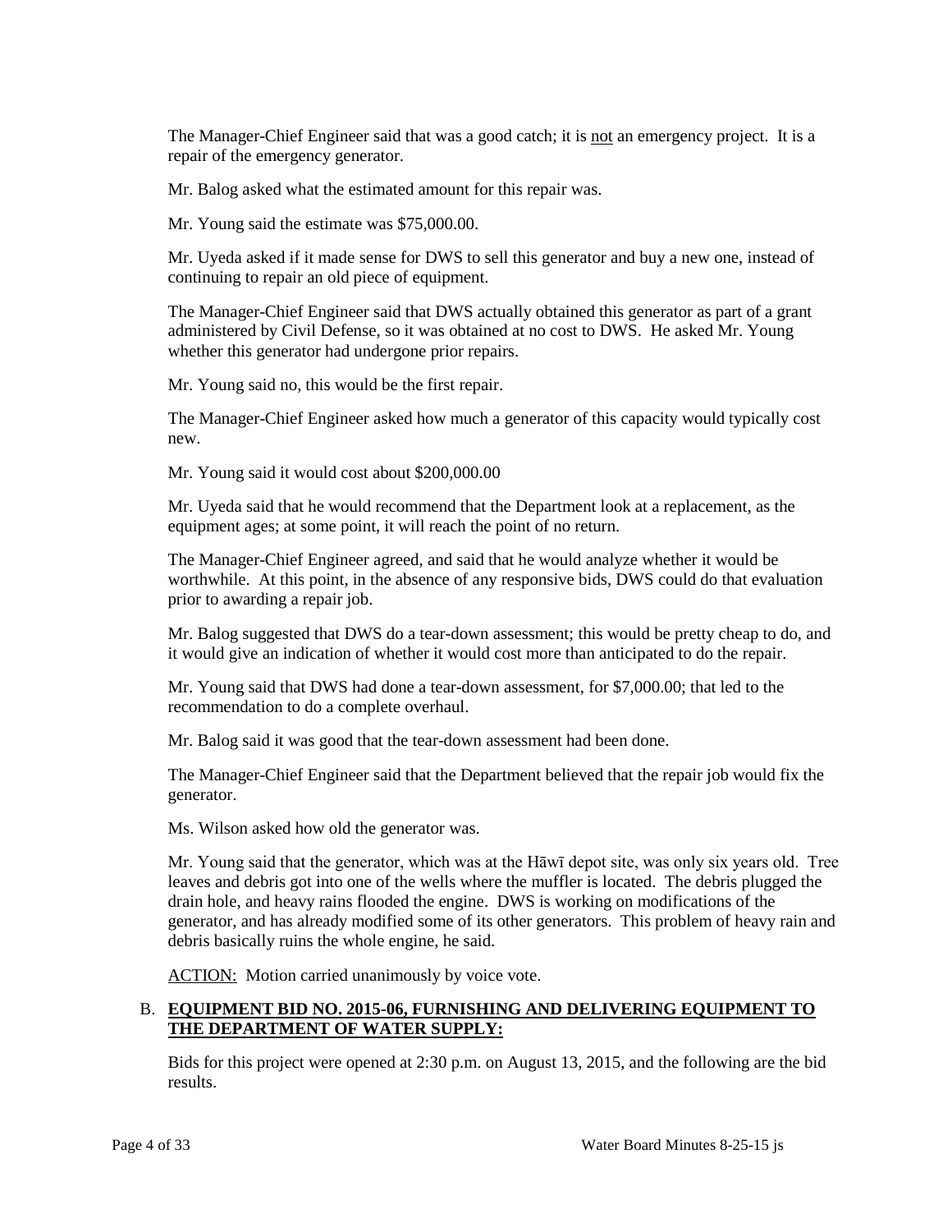The Manager-Chief Engineer said that was a good catch; it is not an emergency project. It is a repair of the emergency generator.

Mr. Balog asked what the estimated amount for this repair was.

Mr. Young said the estimate was $75,000.00.

Mr. Uyeda asked if it made sense for DWS to sell this generator and buy a new one, instead of continuing to repair an old piece of equipment.

The Manager-Chief Engineer said that DWS actually obtained this generator as part of a grant administered by Civil Defense, so it was obtained at no cost to DWS. He asked Mr. Young whether this generator had undergone prior repairs.

Mr. Young said no, this would be the first repair.

The Manager-Chief Engineer asked how much a generator of this capacity would typically cost new.

Mr. Young said it would cost about $200,000.00

Mr. Uyeda said that he would recommend that the Department look at a replacement, as the equipment ages; at some point, it will reach the point of no return.

The Manager-Chief Engineer agreed, and said that he would analyze whether it would be worthwhile. At this point, in the absence of any responsive bids, DWS could do that evaluation prior to awarding a repair job.

Mr. Balog suggested that DWS do a tear-down assessment; this would be pretty cheap to do, and it would give an indication of whether it would cost more than anticipated to do the repair.

Mr. Young said that DWS had done a tear-down assessment, for $7,000.00; that led to the recommendation to do a complete overhaul.

Mr. Balog said it was good that the tear-down assessment had been done.

The Manager-Chief Engineer said that the Department believed that the repair job would fix the generator.

Ms. Wilson asked how old the generator was.

Mr. Young said that the generator, which was at the Hāwī depot site, was only six years old. Tree leaves and debris got into one of the wells where the muffler is located. The debris plugged the drain hole, and heavy rains flooded the engine. DWS is working on modifications of the generator, and has already modified some of its other generators. This problem of heavy rain and debris basically ruins the whole engine, he said.

ACTION: Motion carried unanimously by voice vote.

B. **EQUIPMENT BID NO. 2015-06, FURNISHING AND DELIVERING EQUIPMENT TO THE DEPARTMENT OF WATER SUPPLY:**

Bids for this project were opened at 2:30 p.m. on August 13, 2015, and the following are the bid results.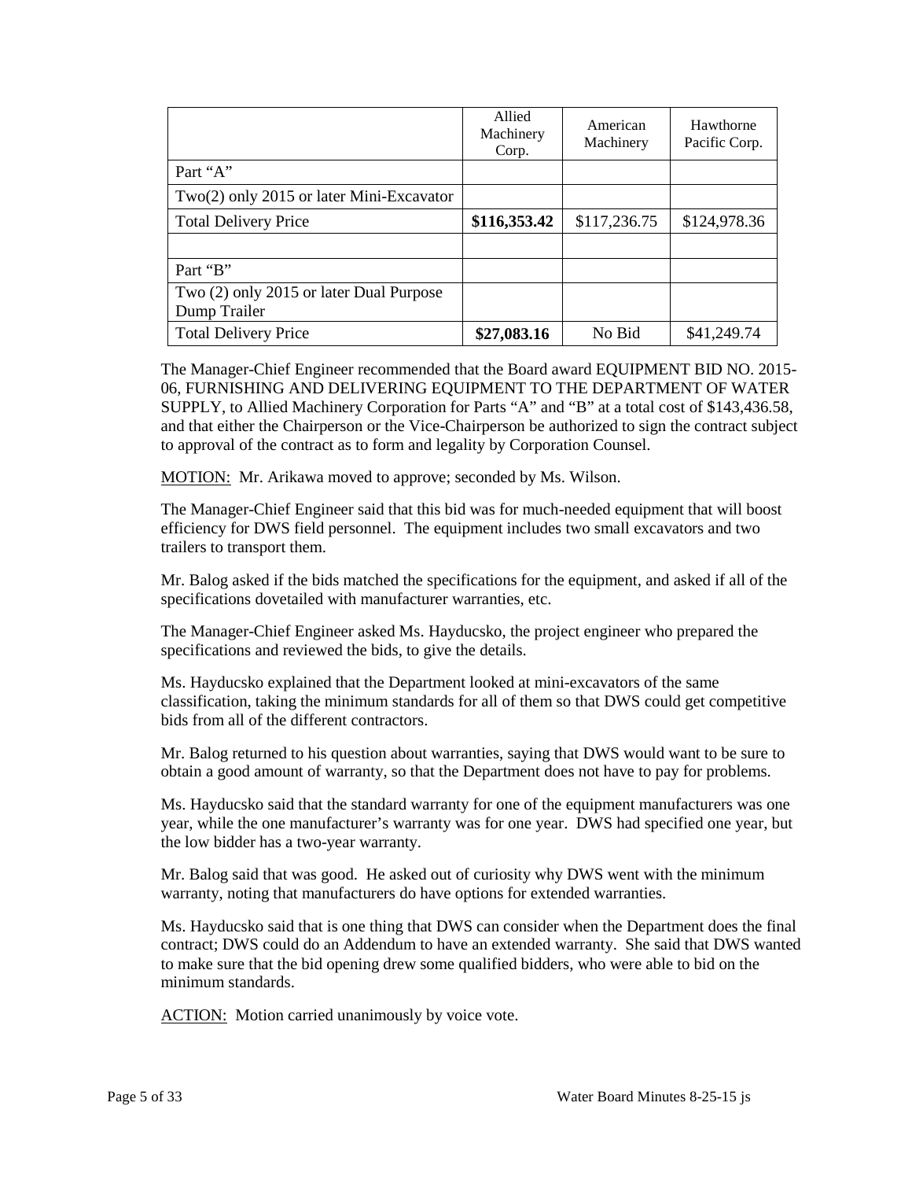| | Allied Machinery Corp. | American Machinery | Hawthorne Pacific Corp. |
|---|---|---|---|
| Part “A” | | | |
| Two(2) only 2015 or later Mini-Excavator | | | |
| Total Delivery Price | **$116,353.42** | $117,236.75 | $124,978.36 |
| | | | |
| Part “B” | | | |
| Two (2) only 2015 or later Dual Purpose Dump Trailer | | | |
| Total Delivery Price | **$27,083.16** | No Bid | $41,249.74 |

The Manager-Chief Engineer recommended that the Board award EQUIPMENT BID NO. 2015-06, FURNISHING AND DELIVERING EQUIPMENT TO THE DEPARTMENT OF WATER SUPPLY, to Allied Machinery Corporation for Parts “A” and “B” at a total cost of $143,436.58, and that either the Chairperson or the Vice-Chairperson be authorized to sign the contract subject to approval of the contract as to form and legality by Corporation Counsel.

MOTION: Mr. Arikawa moved to approve; seconded by Ms. Wilson.

The Manager-Chief Engineer said that this bid was for much-needed equipment that will boost efficiency for DWS field personnel. The equipment includes two small excavators and two trailers to transport them.

Mr. Balog asked if the bids matched the specifications for the equipment, and asked if all of the specifications dovetailed with manufacturer warranties, etc.

The Manager-Chief Engineer asked Ms. Hayducsko, the project engineer who prepared the specifications and reviewed the bids, to give the details.

Ms. Hayducsko explained that the Department looked at mini-excavators of the same classification, taking the minimum standards for all of them so that DWS could get competitive bids from all of the different contractors.

Mr. Balog returned to his question about warranties, saying that DWS would want to be sure to obtain a good amount of warranty, so that the Department does not have to pay for problems.

Ms. Hayducsko said that the standard warranty for one of the equipment manufacturers was one year, while the one manufacturer’s warranty was for one year. DWS had specified one year, but the low bidder has a two-year warranty.

Mr. Balog said that was good. He asked out of curiosity why DWS went with the minimum warranty, noting that manufacturers do have options for extended warranties.

Ms. Hayducsko said that is one thing that DWS can consider when the Department does the final contract; DWS could do an Addendum to have an extended warranty. She said that DWS wanted to make sure that the bid opening drew some qualified bidders, who were able to bid on the minimum standards.

ACTION: Motion carried unanimously by voice vote.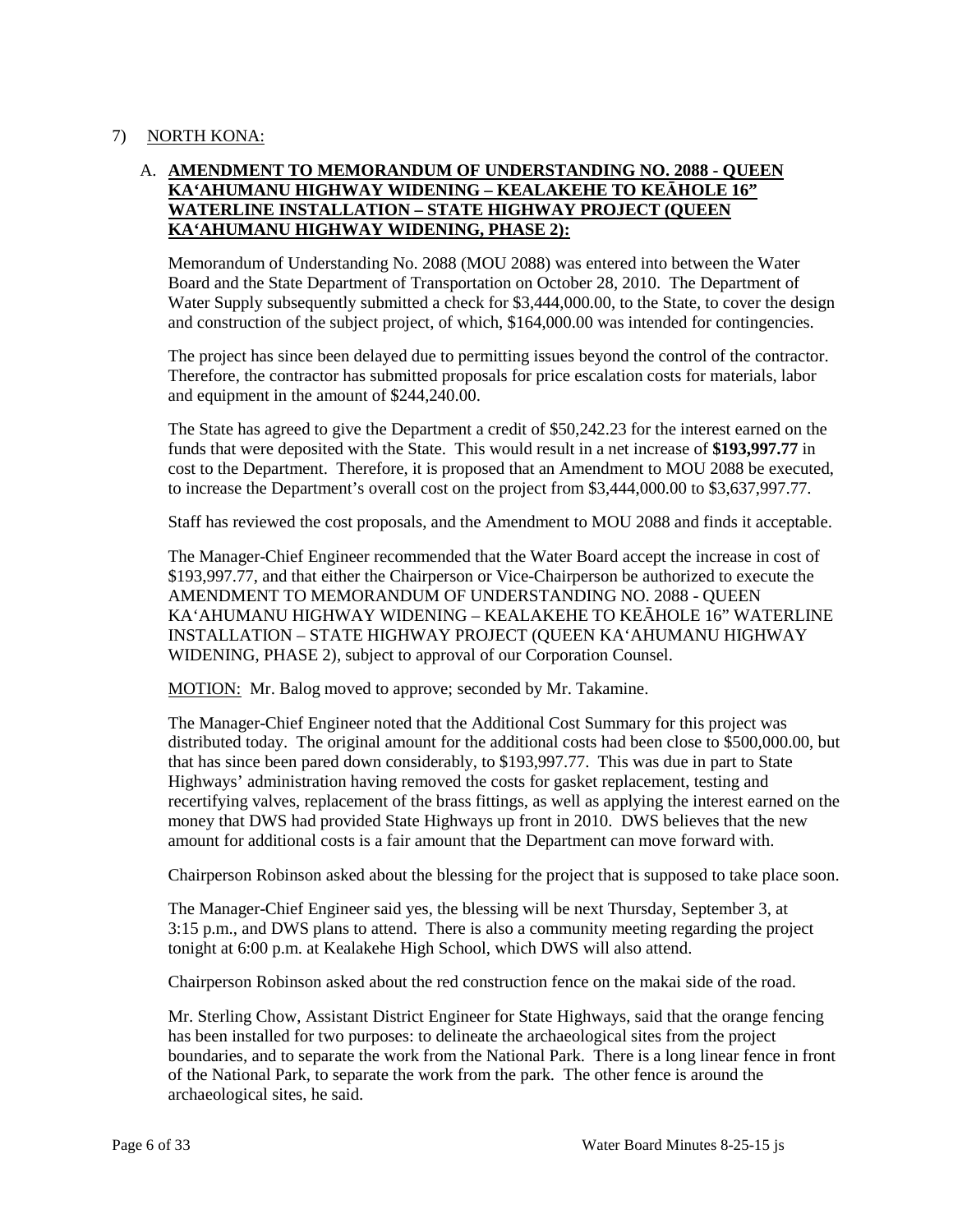7) <u>NORTH KONA:</u>

A. **<u>AMENDMENT TO MEMORANDUM OF UNDERSTANDING NO. 2088 - QUEEN KA'AHUMANU HIGHWAY WIDENING – KEALAKEHE TO KEĀHOLE 16" WATERLINE INSTALLATION – STATE HIGHWAY PROJECT (QUEEN KA'AHUMANU HIGHWAY WIDENING, PHASE 2):</u>**

Memorandum of Understanding No. 2088 (MOU 2088) was entered into between the Water Board and the State Department of Transportation on October 28, 2010. The Department of Water Supply subsequently submitted a check for $3,444,000.00, to the State, to cover the design and construction of the subject project, of which, $164,000.00 was intended for contingencies.

The project has since been delayed due to permitting issues beyond the control of the contractor. Therefore, the contractor has submitted proposals for price escalation costs for materials, labor and equipment in the amount of $244,240.00.

The State has agreed to give the Department a credit of $50,242.23 for the interest earned on the funds that were deposited with the State. This would result in a net increase of **$193,997.77** in cost to the Department. Therefore, it is proposed that an Amendment to MOU 2088 be executed, to increase the Department's overall cost on the project from $3,444,000.00 to $3,637,997.77.

Staff has reviewed the cost proposals, and the Amendment to MOU 2088 and finds it acceptable.

The Manager-Chief Engineer recommended that the Water Board accept the increase in cost of $193,997.77, and that either the Chairperson or Vice-Chairperson be authorized to execute the AMENDMENT TO MEMORANDUM OF UNDERSTANDING NO. 2088 - QUEEN KA'AHUMANU HIGHWAY WIDENING – KEALAKEHE TO KEĀHOLE 16" WATERLINE INSTALLATION – STATE HIGHWAY PROJECT (QUEEN KA'AHUMANU HIGHWAY WIDENING, PHASE 2), subject to approval of our Corporation Counsel.

<u>MOTION:</u> Mr. Balog moved to approve; seconded by Mr. Takamine.

The Manager-Chief Engineer noted that the Additional Cost Summary for this project was distributed today. The original amount for the additional costs had been close to $500,000.00, but that has since been pared down considerably, to $193,997.77. This was due in part to State Highways' administration having removed the costs for gasket replacement, testing and recertifying valves, replacement of the brass fittings, as well as applying the interest earned on the money that DWS had provided State Highways up front in 2010. DWS believes that the new amount for additional costs is a fair amount that the Department can move forward with.

Chairperson Robinson asked about the blessing for the project that is supposed to take place soon.

The Manager-Chief Engineer said yes, the blessing will be next Thursday, September 3, at 3:15 p.m., and DWS plans to attend. There is also a community meeting regarding the project tonight at 6:00 p.m. at Kealakehe High School, which DWS will also attend.

Chairperson Robinson asked about the red construction fence on the makai side of the road.

Mr. Sterling Chow, Assistant District Engineer for State Highways, said that the orange fencing has been installed for two purposes: to delineate the archaeological sites from the project boundaries, and to separate the work from the National Park. There is a long linear fence in front of the National Park, to separate the work from the park. The other fence is around the archaeological sites, he said.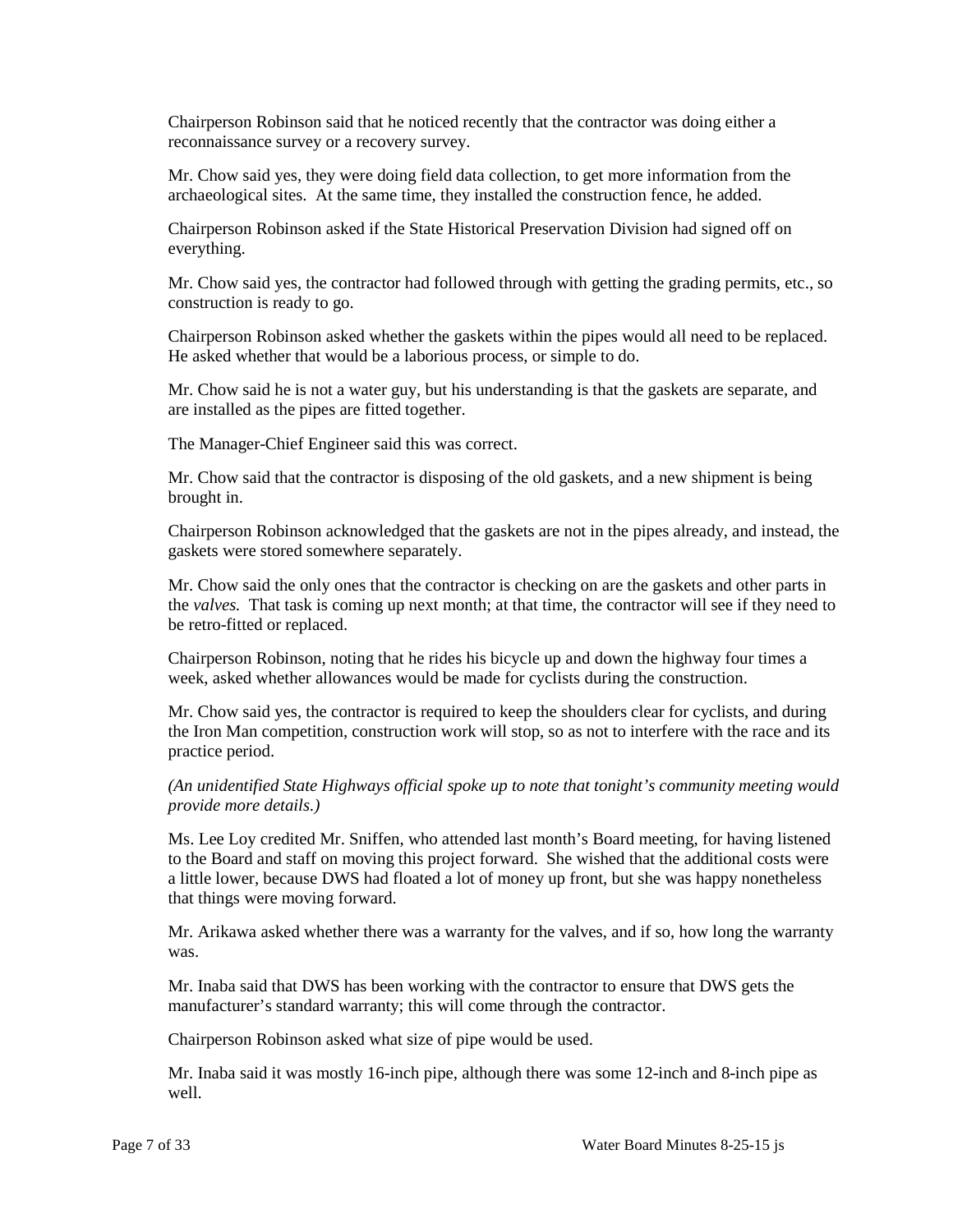Chairperson Robinson said that he noticed recently that the contractor was doing either a reconnaissance survey or a recovery survey.

Mr. Chow said yes, they were doing field data collection, to get more information from the archaeological sites. At the same time, they installed the construction fence, he added.

Chairperson Robinson asked if the State Historical Preservation Division had signed off on everything.

Mr. Chow said yes, the contractor had followed through with getting the grading permits, etc., so construction is ready to go.

Chairperson Robinson asked whether the gaskets within the pipes would all need to be replaced. He asked whether that would be a laborious process, or simple to do.

Mr. Chow said he is not a water guy, but his understanding is that the gaskets are separate, and are installed as the pipes are fitted together.

The Manager-Chief Engineer said this was correct.

Mr. Chow said that the contractor is disposing of the old gaskets, and a new shipment is being brought in.

Chairperson Robinson acknowledged that the gaskets are not in the pipes already, and instead, the gaskets were stored somewhere separately.

Mr. Chow said the only ones that the contractor is checking on are the gaskets and other parts in the *valves.* That task is coming up next month; at that time, the contractor will see if they need to be retro-fitted or replaced.

Chairperson Robinson, noting that he rides his bicycle up and down the highway four times a week, asked whether allowances would be made for cyclists during the construction.

Mr. Chow said yes, the contractor is required to keep the shoulders clear for cyclists, and during the Iron Man competition, construction work will stop, so as not to interfere with the race and its practice period.

*(An unidentified State Highways official spoke up to note that tonight's community meeting would provide more details.)*

Ms. Lee Loy credited Mr. Sniffen, who attended last month's Board meeting, for having listened to the Board and staff on moving this project forward. She wished that the additional costs were a little lower, because DWS had floated a lot of money up front, but she was happy nonetheless that things were moving forward.

Mr. Arikawa asked whether there was a warranty for the valves, and if so, how long the warranty was.

Mr. Inaba said that DWS has been working with the contractor to ensure that DWS gets the manufacturer's standard warranty; this will come through the contractor.

Chairperson Robinson asked what size of pipe would be used.

Mr. Inaba said it was mostly 16-inch pipe, although there was some 12-inch and 8-inch pipe as well.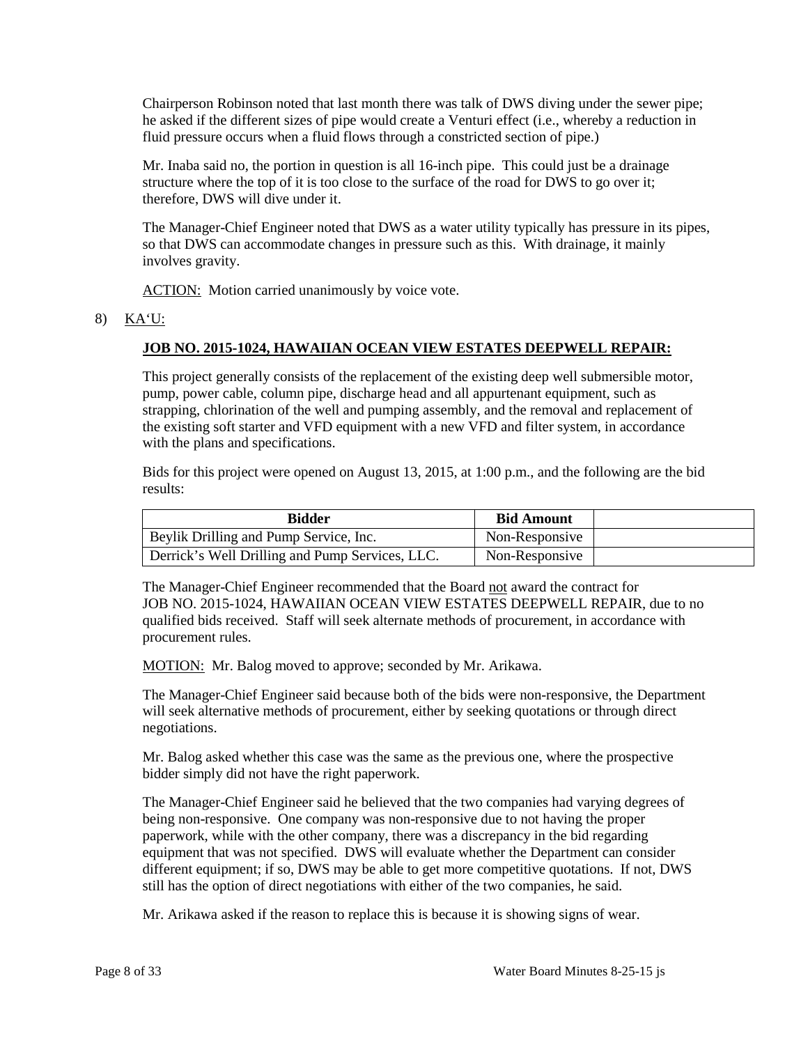Chairperson Robinson noted that last month there was talk of DWS diving under the sewer pipe; he asked if the different sizes of pipe would create a Venturi effect (i.e., whereby a reduction in fluid pressure occurs when a fluid flows through a constricted section of pipe.)

Mr. Inaba said no, the portion in question is all 16-inch pipe. This could just be a drainage structure where the top of it is too close to the surface of the road for DWS to go over it; therefore, DWS will dive under it.

The Manager-Chief Engineer noted that DWS as a water utility typically has pressure in its pipes, so that DWS can accommodate changes in pressure such as this. With drainage, it mainly involves gravity.

ACTION: Motion carried unanimously by voice vote.

8) KA'U:

**JOB NO. 2015-1024, HAWAIIAN OCEAN VIEW ESTATES DEEPWELL REPAIR:**

This project generally consists of the replacement of the existing deep well submersible motor, pump, power cable, column pipe, discharge head and all appurtenant equipment, such as strapping, chlorination of the well and pumping assembly, and the removal and replacement of the existing soft starter and VFD equipment with a new VFD and filter system, in accordance with the plans and specifications.

Bids for this project were opened on August 13, 2015, at 1:00 p.m., and the following are the bid results:

| Bidder | Bid Amount | |
|---|---|---|
| Beylik Drilling and Pump Service, Inc. | Non-Responsive | |
| Derrick's Well Drilling and Pump Services, LLC. | Non-Responsive | |

The Manager-Chief Engineer recommended that the Board not award the contract for JOB NO. 2015-1024, HAWAIIAN OCEAN VIEW ESTATES DEEPWELL REPAIR, due to no qualified bids received. Staff will seek alternate methods of procurement, in accordance with procurement rules.

MOTION: Mr. Balog moved to approve; seconded by Mr. Arikawa.

The Manager-Chief Engineer said because both of the bids were non-responsive, the Department will seek alternative methods of procurement, either by seeking quotations or through direct negotiations.

Mr. Balog asked whether this case was the same as the previous one, where the prospective bidder simply did not have the right paperwork.

The Manager-Chief Engineer said he believed that the two companies had varying degrees of being non-responsive. One company was non-responsive due to not having the proper paperwork, while with the other company, there was a discrepancy in the bid regarding equipment that was not specified. DWS will evaluate whether the Department can consider different equipment; if so, DWS may be able to get more competitive quotations. If not, DWS still has the option of direct negotiations with either of the two companies, he said.

Mr. Arikawa asked if the reason to replace this is because it is showing signs of wear.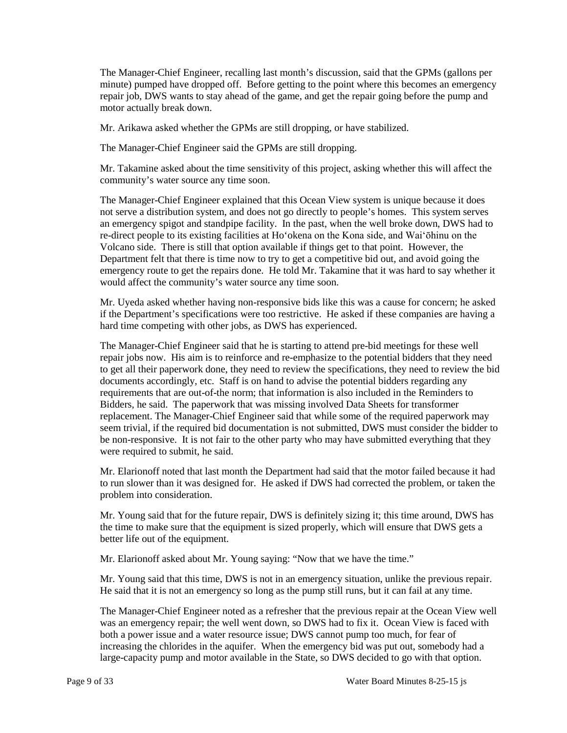The Manager-Chief Engineer, recalling last month’s discussion, said that the GPMs (gallons per minute) pumped have dropped off. Before getting to the point where this becomes an emergency repair job, DWS wants to stay ahead of the game, and get the repair going before the pump and motor actually break down.

Mr. Arikawa asked whether the GPMs are still dropping, or have stabilized.

The Manager-Chief Engineer said the GPMs are still dropping.

Mr. Takamine asked about the time sensitivity of this project, asking whether this will affect the community’s water source any time soon.

The Manager-Chief Engineer explained that this Ocean View system is unique because it does not serve a distribution system, and does not go directly to people’s homes. This system serves an emergency spigot and standpipe facility. In the past, when the well broke down, DWS had to re-direct people to its existing facilities at Ho‘okena on the Kona side, and Wai‘ōhinu on the Volcano side. There is still that option available if things get to that point. However, the Department felt that there is time now to try to get a competitive bid out, and avoid going the emergency route to get the repairs done. He told Mr. Takamine that it was hard to say whether it would affect the community’s water source any time soon.

Mr. Uyeda asked whether having non-responsive bids like this was a cause for concern; he asked if the Department’s specifications were too restrictive. He asked if these companies are having a hard time competing with other jobs, as DWS has experienced.

The Manager-Chief Engineer said that he is starting to attend pre-bid meetings for these well repair jobs now. His aim is to reinforce and re-emphasize to the potential bidders that they need to get all their paperwork done, they need to review the specifications, they need to review the bid documents accordingly, etc. Staff is on hand to advise the potential bidders regarding any requirements that are out-of-the norm; that information is also included in the Reminders to Bidders, he said. The paperwork that was missing involved Data Sheets for transformer replacement. The Manager-Chief Engineer said that while some of the required paperwork may seem trivial, if the required bid documentation is not submitted, DWS must consider the bidder to be non-responsive. It is not fair to the other party who may have submitted everything that they were required to submit, he said.

Mr. Elarionoff noted that last month the Department had said that the motor failed because it had to run slower than it was designed for. He asked if DWS had corrected the problem, or taken the problem into consideration.

Mr. Young said that for the future repair, DWS is definitely sizing it; this time around, DWS has the time to make sure that the equipment is sized properly, which will ensure that DWS gets a better life out of the equipment.

Mr. Elarionoff asked about Mr. Young saying: “Now that we have the time.”

Mr. Young said that this time, DWS is not in an emergency situation, unlike the previous repair. He said that it is not an emergency so long as the pump still runs, but it can fail at any time.

The Manager-Chief Engineer noted as a refresher that the previous repair at the Ocean View well was an emergency repair; the well went down, so DWS had to fix it. Ocean View is faced with both a power issue and a water resource issue; DWS cannot pump too much, for fear of increasing the chlorides in the aquifer. When the emergency bid was put out, somebody had a large-capacity pump and motor available in the State, so DWS decided to go with that option.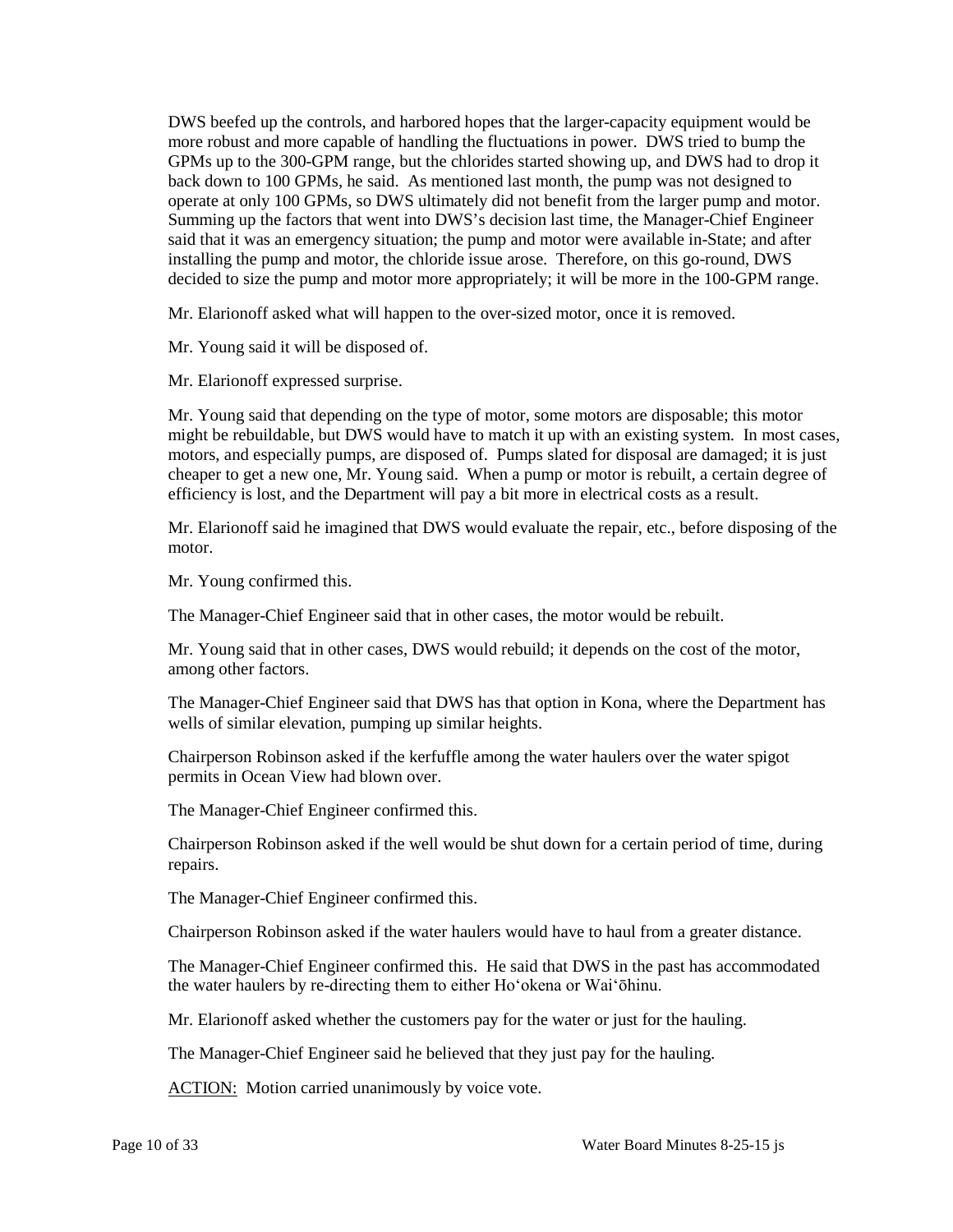DWS beefed up the controls, and harbored hopes that the larger-capacity equipment would be more robust and more capable of handling the fluctuations in power. DWS tried to bump the GPMs up to the 300-GPM range, but the chlorides started showing up, and DWS had to drop it back down to 100 GPMs, he said. As mentioned last month, the pump was not designed to operate at only 100 GPMs, so DWS ultimately did not benefit from the larger pump and motor. Summing up the factors that went into DWS's decision last time, the Manager-Chief Engineer said that it was an emergency situation; the pump and motor were available in-State; and after installing the pump and motor, the chloride issue arose. Therefore, on this go-round, DWS decided to size the pump and motor more appropriately; it will be more in the 100-GPM range.

Mr. Elarionoff asked what will happen to the over-sized motor, once it is removed.

Mr. Young said it will be disposed of.

Mr. Elarionoff expressed surprise.

Mr. Young said that depending on the type of motor, some motors are disposable; this motor might be rebuildable, but DWS would have to match it up with an existing system. In most cases, motors, and especially pumps, are disposed of. Pumps slated for disposal are damaged; it is just cheaper to get a new one, Mr. Young said. When a pump or motor is rebuilt, a certain degree of efficiency is lost, and the Department will pay a bit more in electrical costs as a result.

Mr. Elarionoff said he imagined that DWS would evaluate the repair, etc., before disposing of the motor.

Mr. Young confirmed this.

The Manager-Chief Engineer said that in other cases, the motor would be rebuilt.

Mr. Young said that in other cases, DWS would rebuild; it depends on the cost of the motor, among other factors.

The Manager-Chief Engineer said that DWS has that option in Kona, where the Department has wells of similar elevation, pumping up similar heights.

Chairperson Robinson asked if the kerfuffle among the water haulers over the water spigot permits in Ocean View had blown over.

The Manager-Chief Engineer confirmed this.

Chairperson Robinson asked if the well would be shut down for a certain period of time, during repairs.

The Manager-Chief Engineer confirmed this.

Chairperson Robinson asked if the water haulers would have to haul from a greater distance.

The Manager-Chief Engineer confirmed this. He said that DWS in the past has accommodated the water haulers by re-directing them to either Ho'okena or Wai'ōhinu.

Mr. Elarionoff asked whether the customers pay for the water or just for the hauling.

The Manager-Chief Engineer said he believed that they just pay for the hauling.

ACTION: Motion carried unanimously by voice vote.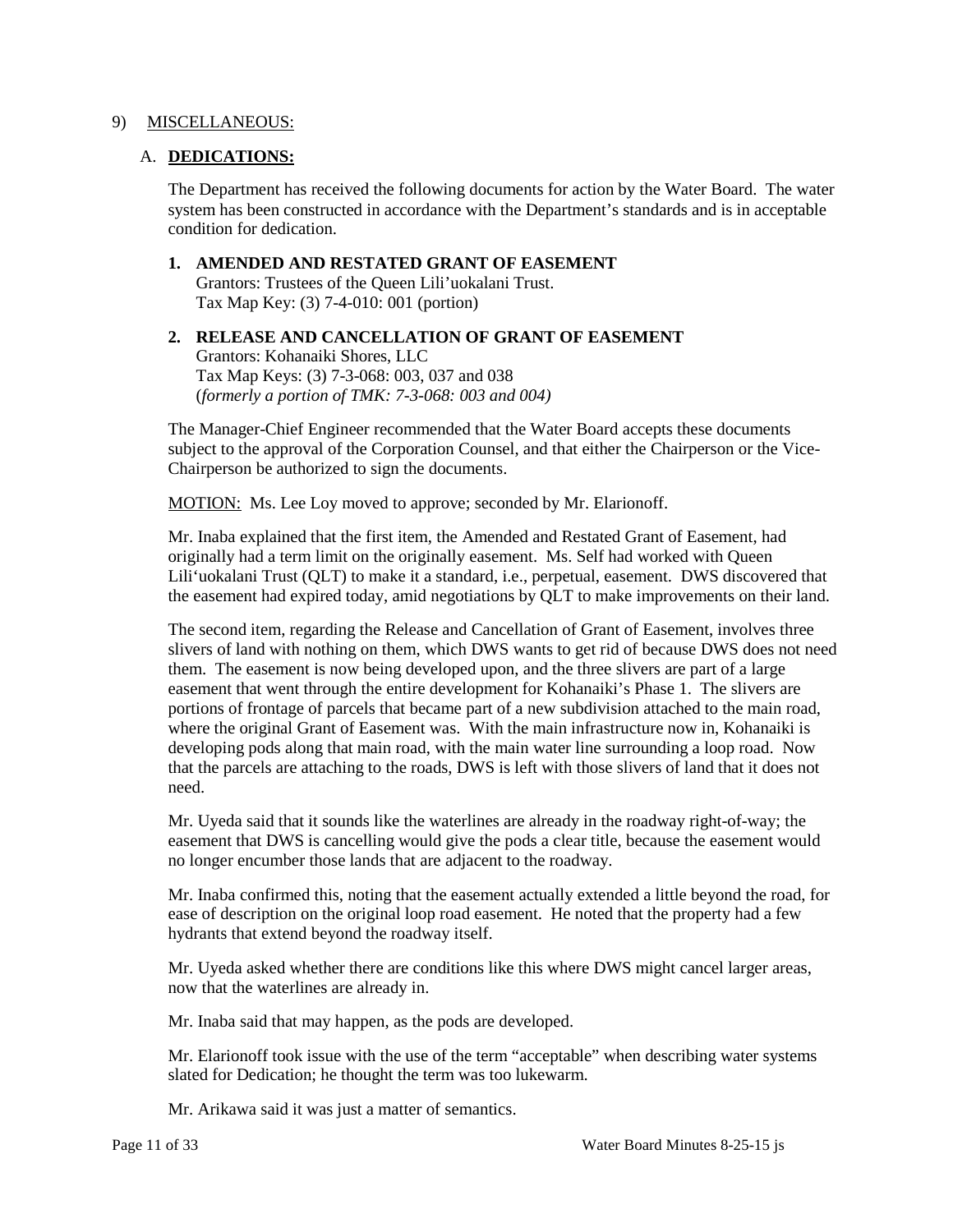9) MISCELLANEOUS:

A. **DEDICATIONS:**

The Department has received the following documents for action by the Water Board. The water system has been constructed in accordance with the Department's standards and is in acceptable condition for dedication.

1. **AMENDED AND RESTATED GRANT OF EASEMENT**
   Grantors: Trustees of the Queen Lili'uokalani Trust.
   Tax Map Key: (3) 7-4-010: 001 (portion)

2. **RELEASE AND CANCELLATION OF GRANT OF EASEMENT**
   Grantors: Kohanaiki Shores, LLC
   Tax Map Keys: (3) 7-3-068: 003, 037 and 038
   (*formerly a portion of TMK: 7-3-068: 003 and 004)*

The Manager-Chief Engineer recommended that the Water Board accepts these documents subject to the approval of the Corporation Counsel, and that either the Chairperson or the Vice-Chairperson be authorized to sign the documents.

MOTION: Ms. Lee Loy moved to approve; seconded by Mr. Elarionoff.

Mr. Inaba explained that the first item, the Amended and Restated Grant of Easement, had originally had a term limit on the originally easement. Ms. Self had worked with Queen Lili'uokalani Trust (QLT) to make it a standard, i.e., perpetual, easement. DWS discovered that the easement had expired today, amid negotiations by QLT to make improvements on their land.

The second item, regarding the Release and Cancellation of Grant of Easement, involves three slivers of land with nothing on them, which DWS wants to get rid of because DWS does not need them. The easement is now being developed upon, and the three slivers are part of a large easement that went through the entire development for Kohanaiki's Phase 1. The slivers are portions of frontage of parcels that became part of a new subdivision attached to the main road, where the original Grant of Easement was. With the main infrastructure now in, Kohanaiki is developing pods along that main road, with the main water line surrounding a loop road. Now that the parcels are attaching to the roads, DWS is left with those slivers of land that it does not need.

Mr. Uyeda said that it sounds like the waterlines are already in the roadway right-of-way; the easement that DWS is cancelling would give the pods a clear title, because the easement would no longer encumber those lands that are adjacent to the roadway.

Mr. Inaba confirmed this, noting that the easement actually extended a little beyond the road, for ease of description on the original loop road easement. He noted that the property had a few hydrants that extend beyond the roadway itself.

Mr. Uyeda asked whether there are conditions like this where DWS might cancel larger areas, now that the waterlines are already in.

Mr. Inaba said that may happen, as the pods are developed.

Mr. Elarionoff took issue with the use of the term "acceptable" when describing water systems slated for Dedication; he thought the term was too lukewarm.

Mr. Arikawa said it was just a matter of semantics.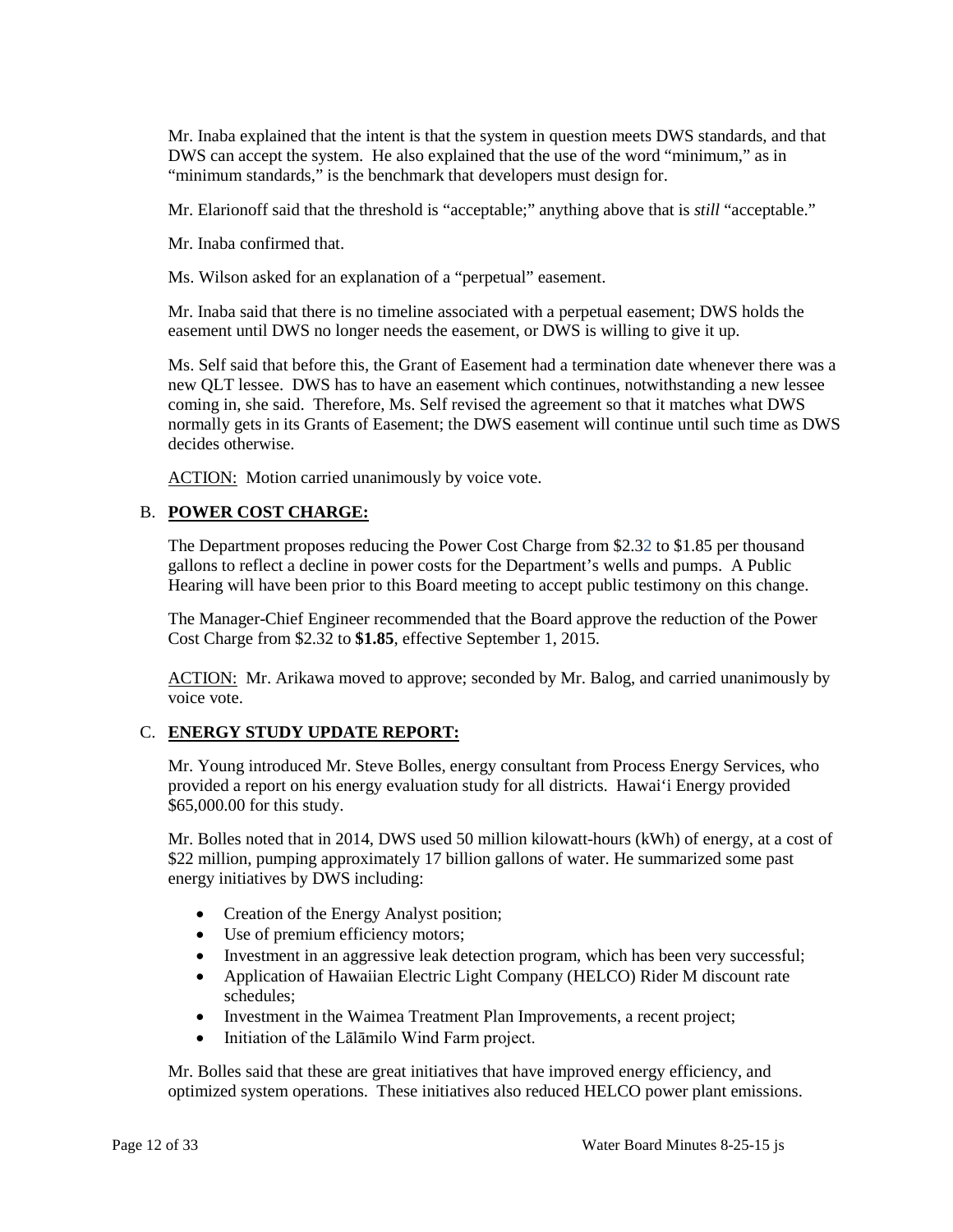Mr. Inaba explained that the intent is that the system in question meets DWS standards, and that DWS can accept the system. He also explained that the use of the word “minimum,” as in “minimum standards,” is the benchmark that developers must design for.

Mr. Elarionoff said that the threshold is “acceptable;” anything above that is *still* “acceptable.”

Mr. Inaba confirmed that.

Ms. Wilson asked for an explanation of a “perpetual” easement.

Mr. Inaba said that there is no timeline associated with a perpetual easement; DWS holds the easement until DWS no longer needs the easement, or DWS is willing to give it up.

Ms. Self said that before this, the Grant of Easement had a termination date whenever there was a new QLT lessee. DWS has to have an easement which continues, notwithstanding a new lessee coming in, she said. Therefore, Ms. Self revised the agreement so that it matches what DWS normally gets in its Grants of Easement; the DWS easement will continue until such time as DWS decides otherwise.

ACTION: Motion carried unanimously by voice vote.

B. **POWER COST CHARGE:**

The Department proposes reducing the Power Cost Charge from $2.32 to $1.85 per thousand gallons to reflect a decline in power costs for the Department’s wells and pumps. A Public Hearing will have been prior to this Board meeting to accept public testimony on this change.

The Manager-Chief Engineer recommended that the Board approve the reduction of the Power Cost Charge from $2.32 to **$1.85**, effective September 1, 2015.

ACTION: Mr. Arikawa moved to approve; seconded by Mr. Balog, and carried unanimously by voice vote.

C. **ENERGY STUDY UPDATE REPORT:**

Mr. Young introduced Mr. Steve Bolles, energy consultant from Process Energy Services, who provided a report on his energy evaluation study for all districts. Hawai‘i Energy provided $65,000.00 for this study.

Mr. Bolles noted that in 2014, DWS used 50 million kilowatt-hours (kWh) of energy, at a cost of $22 million, pumping approximately 17 billion gallons of water. He summarized some past energy initiatives by DWS including:

- Creation of the Energy Analyst position;
- Use of premium efficiency motors;
- Investment in an aggressive leak detection program, which has been very successful;
- Application of Hawaiian Electric Light Company (HELCO) Rider M discount rate schedules;
- Investment in the Waimea Treatment Plan Improvements, a recent project;
- Initiation of the Lālāmilo Wind Farm project.

Mr. Bolles said that these are great initiatives that have improved energy efficiency, and optimized system operations. These initiatives also reduced HELCO power plant emissions.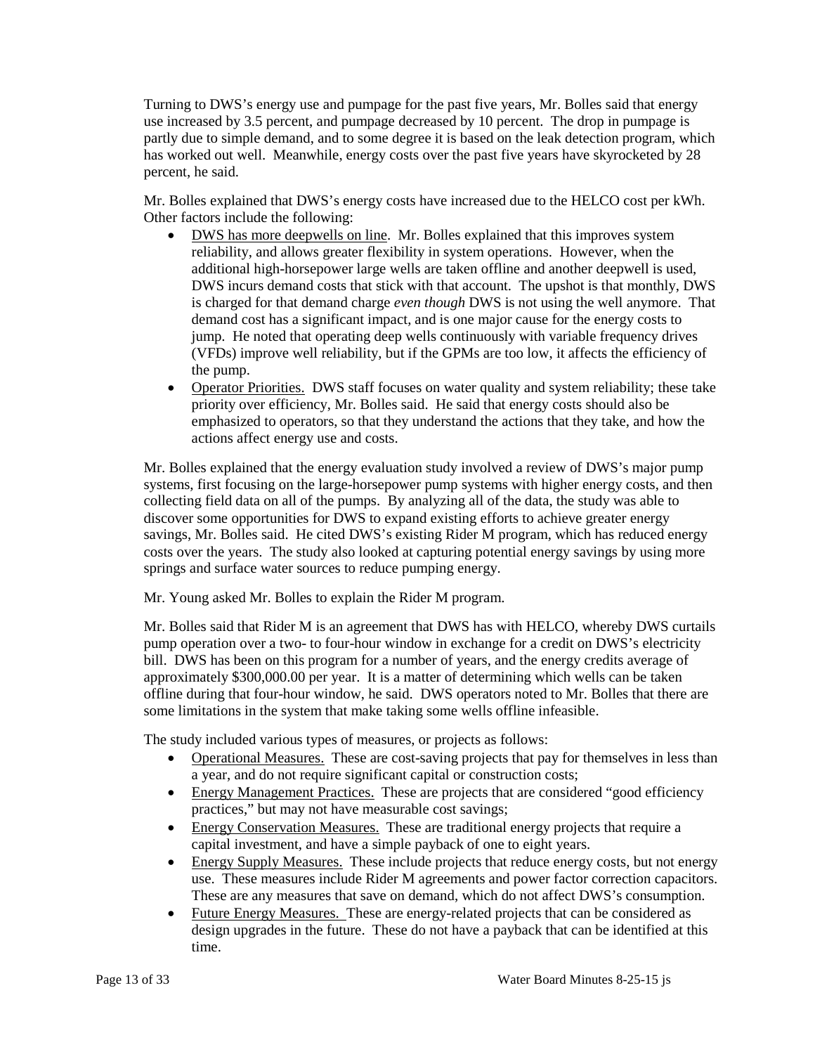Turning to DWS's energy use and pumpage for the past five years, Mr. Bolles said that energy use increased by 3.5 percent, and pumpage decreased by 10 percent. The drop in pumpage is partly due to simple demand, and to some degree it is based on the leak detection program, which has worked out well. Meanwhile, energy costs over the past five years have skyrocketed by 28 percent, he said.

Mr. Bolles explained that DWS's energy costs have increased due to the HELCO cost per kWh. Other factors include the following:

- <u>DWS has more deepwells on line</u>. Mr. Bolles explained that this improves system reliability, and allows greater flexibility in system operations. However, when the additional high-horsepower large wells are taken offline and another deepwell is used, DWS incurs demand costs that stick with that account. The upshot is that monthly, DWS is charged for that demand charge *even though* DWS is not using the well anymore. That demand cost has a significant impact, and is one major cause for the energy costs to jump. He noted that operating deep wells continuously with variable frequency drives (VFDs) improve well reliability, but if the GPMs are too low, it affects the efficiency of the pump.
- <u>Operator Priorities.</u> DWS staff focuses on water quality and system reliability; these take priority over efficiency, Mr. Bolles said. He said that energy costs should also be emphasized to operators, so that they understand the actions that they take, and how the actions affect energy use and costs.

Mr. Bolles explained that the energy evaluation study involved a review of DWS's major pump systems, first focusing on the large-horsepower pump systems with higher energy costs, and then collecting field data on all of the pumps. By analyzing all of the data, the study was able to discover some opportunities for DWS to expand existing efforts to achieve greater energy savings, Mr. Bolles said. He cited DWS's existing Rider M program, which has reduced energy costs over the years. The study also looked at capturing potential energy savings by using more springs and surface water sources to reduce pumping energy.

Mr. Young asked Mr. Bolles to explain the Rider M program.

Mr. Bolles said that Rider M is an agreement that DWS has with HELCO, whereby DWS curtails pump operation over a two- to four-hour window in exchange for a credit on DWS's electricity bill. DWS has been on this program for a number of years, and the energy credits average of approximately $300,000.00 per year. It is a matter of determining which wells can be taken offline during that four-hour window, he said. DWS operators noted to Mr. Bolles that there are some limitations in the system that make taking some wells offline infeasible.

The study included various types of measures, or projects as follows:

- <u>Operational Measures.</u> These are cost-saving projects that pay for themselves in less than a year, and do not require significant capital or construction costs;
- <u>Energy Management Practices.</u> These are projects that are considered "good efficiency practices," but may not have measurable cost savings;
- <u>Energy Conservation Measures.</u> These are traditional energy projects that require a capital investment, and have a simple payback of one to eight years.
- <u>Energy Supply Measures.</u> These include projects that reduce energy costs, but not energy use. These measures include Rider M agreements and power factor correction capacitors. These are any measures that save on demand, which do not affect DWS's consumption.
- <u>Future Energy Measures.</u> These are energy-related projects that can be considered as design upgrades in the future. These do not have a payback that can be identified at this time.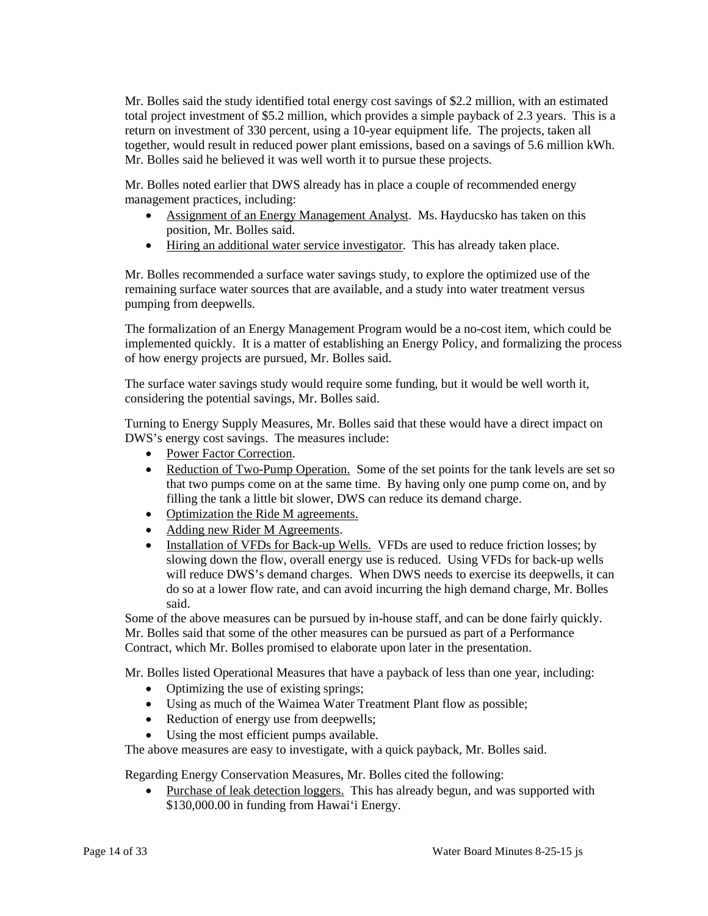Mr. Bolles said the study identified total energy cost savings of $2.2 million, with an estimated total project investment of $5.2 million, which provides a simple payback of 2.3 years. This is a return on investment of 330 percent, using a 10-year equipment life. The projects, taken all together, would result in reduced power plant emissions, based on a savings of 5.6 million kWh. Mr. Bolles said he believed it was well worth it to pursue these projects.

Mr. Bolles noted earlier that DWS already has in place a couple of recommended energy management practices, including:

- <u>Assignment of an Energy Management Analyst</u>. Ms. Hayducsko has taken on this position, Mr. Bolles said.
- <u>Hiring an additional water service investigator</u>. This has already taken place.

Mr. Bolles recommended a surface water savings study, to explore the optimized use of the remaining surface water sources that are available, and a study into water treatment versus pumping from deepwells.

The formalization of an Energy Management Program would be a no-cost item, which could be implemented quickly. It is a matter of establishing an Energy Policy, and formalizing the process of how energy projects are pursued, Mr. Bolles said.

The surface water savings study would require some funding, but it would be well worth it, considering the potential savings, Mr. Bolles said.

Turning to Energy Supply Measures, Mr. Bolles said that these would have a direct impact on DWS's energy cost savings. The measures include:

- <u>Power Factor Correction</u>.
- <u>Reduction of Two-Pump Operation.</u> Some of the set points for the tank levels are set so that two pumps come on at the same time. By having only one pump come on, and by filling the tank a little bit slower, DWS can reduce its demand charge.
- <u>Optimization the Ride M agreements.</u>
- <u>Adding new Rider M Agreements</u>.
- <u>Installation of VFDs for Back-up Wells.</u> VFDs are used to reduce friction losses; by slowing down the flow, overall energy use is reduced. Using VFDs for back-up wells will reduce DWS's demand charges. When DWS needs to exercise its deepwells, it can do so at a lower flow rate, and can avoid incurring the high demand charge, Mr. Bolles said.

Some of the above measures can be pursued by in-house staff, and can be done fairly quickly. Mr. Bolles said that some of the other measures can be pursued as part of a Performance Contract, which Mr. Bolles promised to elaborate upon later in the presentation.

Mr. Bolles listed Operational Measures that have a payback of less than one year, including:

- Optimizing the use of existing springs;
- Using as much of the Waimea Water Treatment Plant flow as possible;
- Reduction of energy use from deepwells;
- Using the most efficient pumps available.

The above measures are easy to investigate, with a quick payback, Mr. Bolles said.

Regarding Energy Conservation Measures, Mr. Bolles cited the following:

- <u>Purchase of leak detection loggers.</u> This has already begun, and was supported with $130,000.00 in funding from Hawai'i Energy.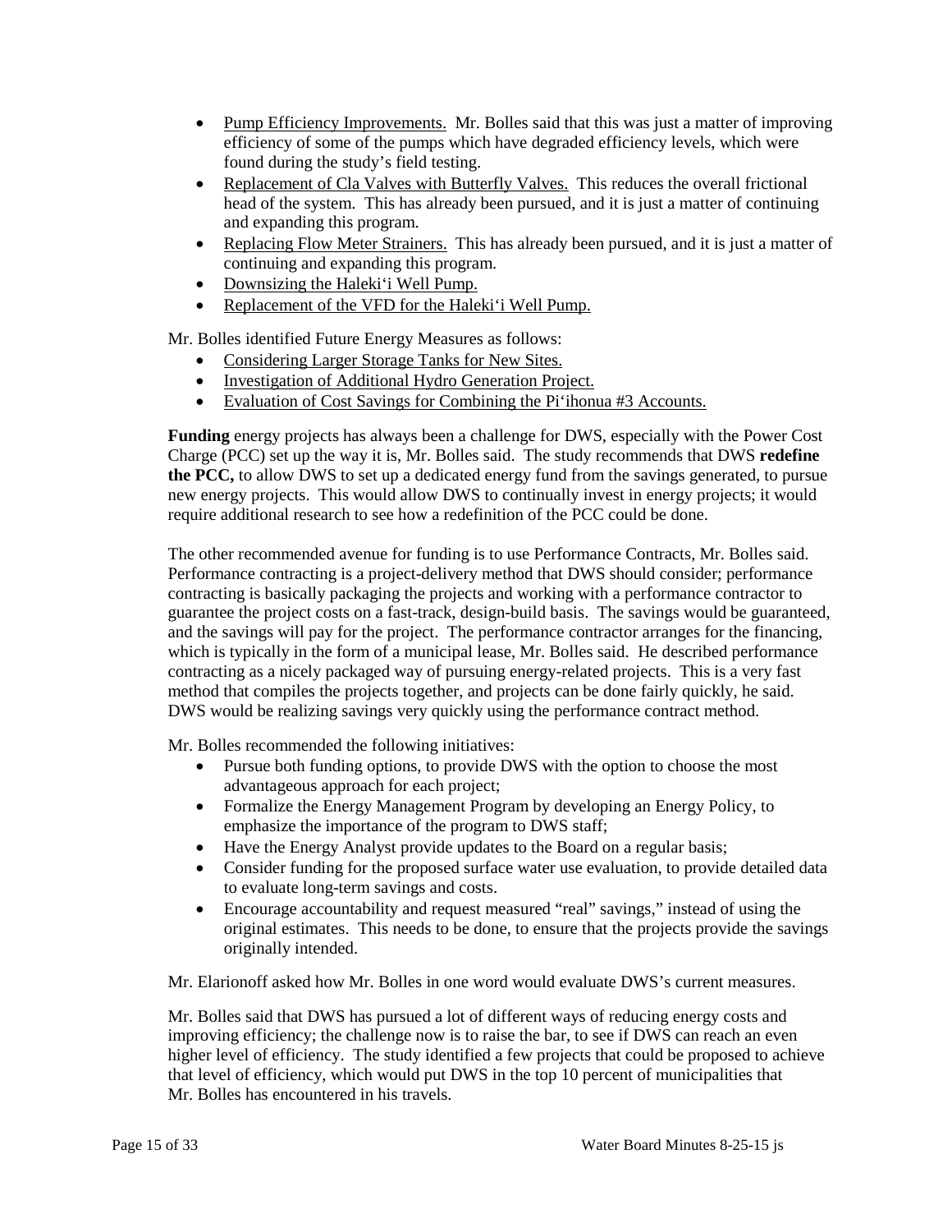- Pump Efficiency Improvements. Mr. Bolles said that this was just a matter of improving efficiency of some of the pumps which have degraded efficiency levels, which were found during the study's field testing.
- Replacement of Cla Valves with Butterfly Valves. This reduces the overall frictional head of the system. This has already been pursued, and it is just a matter of continuing and expanding this program.
- Replacing Flow Meter Strainers. This has already been pursued, and it is just a matter of continuing and expanding this program.
- Downsizing the Haleki'i Well Pump.
- Replacement of the VFD for the Haleki'i Well Pump.

Mr. Bolles identified Future Energy Measures as follows:

- Considering Larger Storage Tanks for New Sites.
- Investigation of Additional Hydro Generation Project.
- Evaluation of Cost Savings for Combining the Pi'ihonua #3 Accounts.

**Funding** energy projects has always been a challenge for DWS, especially with the Power Cost Charge (PCC) set up the way it is, Mr. Bolles said. The study recommends that DWS **redefine the PCC,** to allow DWS to set up a dedicated energy fund from the savings generated, to pursue new energy projects. This would allow DWS to continually invest in energy projects; it would require additional research to see how a redefinition of the PCC could be done.

The other recommended avenue for funding is to use Performance Contracts, Mr. Bolles said. Performance contracting is a project-delivery method that DWS should consider; performance contracting is basically packaging the projects and working with a performance contractor to guarantee the project costs on a fast-track, design-build basis. The savings would be guaranteed, and the savings will pay for the project. The performance contractor arranges for the financing, which is typically in the form of a municipal lease, Mr. Bolles said. He described performance contracting as a nicely packaged way of pursuing energy-related projects. This is a very fast method that compiles the projects together, and projects can be done fairly quickly, he said. DWS would be realizing savings very quickly using the performance contract method.

Mr. Bolles recommended the following initiatives:

- Pursue both funding options, to provide DWS with the option to choose the most advantageous approach for each project;
- Formalize the Energy Management Program by developing an Energy Policy, to emphasize the importance of the program to DWS staff;
- Have the Energy Analyst provide updates to the Board on a regular basis;
- Consider funding for the proposed surface water use evaluation, to provide detailed data to evaluate long-term savings and costs.
- Encourage accountability and request measured "real" savings," instead of using the original estimates. This needs to be done, to ensure that the projects provide the savings originally intended.

Mr. Elarionoff asked how Mr. Bolles in one word would evaluate DWS's current measures.

Mr. Bolles said that DWS has pursued a lot of different ways of reducing energy costs and improving efficiency; the challenge now is to raise the bar, to see if DWS can reach an even higher level of efficiency. The study identified a few projects that could be proposed to achieve that level of efficiency, which would put DWS in the top 10 percent of municipalities that Mr. Bolles has encountered in his travels.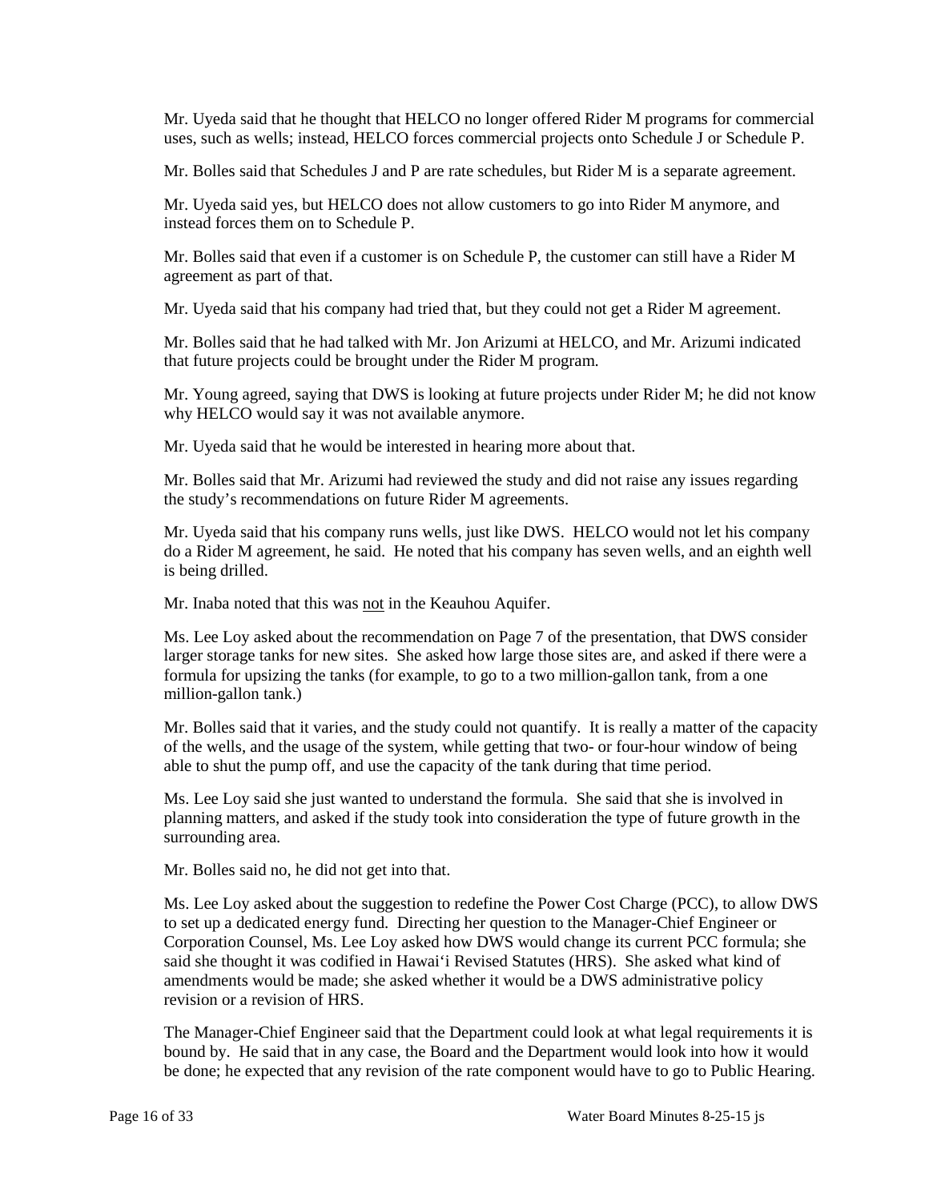Mr. Uyeda said that he thought that HELCO no longer offered Rider M programs for commercial uses, such as wells; instead, HELCO forces commercial projects onto Schedule J or Schedule P.

Mr. Bolles said that Schedules J and P are rate schedules, but Rider M is a separate agreement.

Mr. Uyeda said yes, but HELCO does not allow customers to go into Rider M anymore, and instead forces them on to Schedule P.

Mr. Bolles said that even if a customer is on Schedule P, the customer can still have a Rider M agreement as part of that.

Mr. Uyeda said that his company had tried that, but they could not get a Rider M agreement.

Mr. Bolles said that he had talked with Mr. Jon Arizumi at HELCO, and Mr. Arizumi indicated that future projects could be brought under the Rider M program.

Mr. Young agreed, saying that DWS is looking at future projects under Rider M; he did not know why HELCO would say it was not available anymore.

Mr. Uyeda said that he would be interested in hearing more about that.

Mr. Bolles said that Mr. Arizumi had reviewed the study and did not raise any issues regarding the study's recommendations on future Rider M agreements.

Mr. Uyeda said that his company runs wells, just like DWS. HELCO would not let his company do a Rider M agreement, he said. He noted that his company has seven wells, and an eighth well is being drilled.

Mr. Inaba noted that this was <u>not</u> in the Keauhou Aquifer.

Ms. Lee Loy asked about the recommendation on Page 7 of the presentation, that DWS consider larger storage tanks for new sites. She asked how large those sites are, and asked if there were a formula for upsizing the tanks (for example, to go to a two million-gallon tank, from a one million-gallon tank.)

Mr. Bolles said that it varies, and the study could not quantify. It is really a matter of the capacity of the wells, and the usage of the system, while getting that two- or four-hour window of being able to shut the pump off, and use the capacity of the tank during that time period.

Ms. Lee Loy said she just wanted to understand the formula. She said that she is involved in planning matters, and asked if the study took into consideration the type of future growth in the surrounding area.

Mr. Bolles said no, he did not get into that.

Ms. Lee Loy asked about the suggestion to redefine the Power Cost Charge (PCC), to allow DWS to set up a dedicated energy fund. Directing her question to the Manager-Chief Engineer or Corporation Counsel, Ms. Lee Loy asked how DWS would change its current PCC formula; she said she thought it was codified in Hawaiʻi Revised Statutes (HRS). She asked what kind of amendments would be made; she asked whether it would be a DWS administrative policy revision or a revision of HRS.

The Manager-Chief Engineer said that the Department could look at what legal requirements it is bound by. He said that in any case, the Board and the Department would look into how it would be done; he expected that any revision of the rate component would have to go to Public Hearing.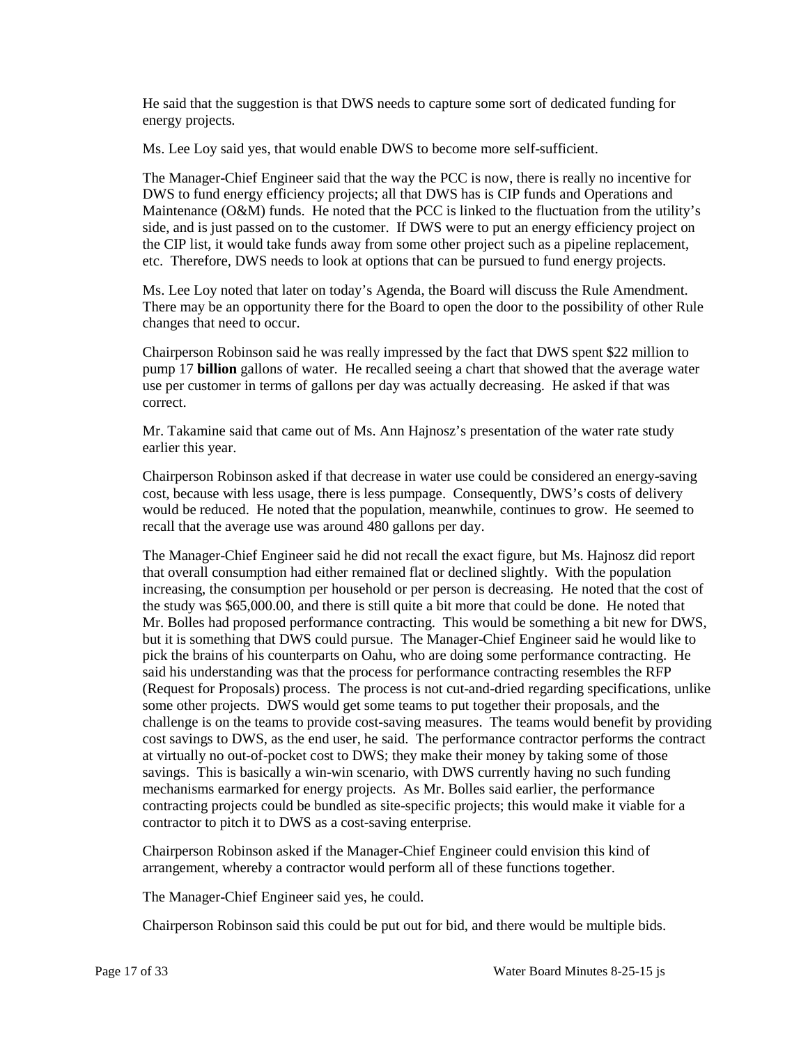He said that the suggestion is that DWS needs to capture some sort of dedicated funding for energy projects.

Ms. Lee Loy said yes, that would enable DWS to become more self-sufficient.

The Manager-Chief Engineer said that the way the PCC is now, there is really no incentive for DWS to fund energy efficiency projects; all that DWS has is CIP funds and Operations and Maintenance (O&M) funds. He noted that the PCC is linked to the fluctuation from the utility's side, and is just passed on to the customer. If DWS were to put an energy efficiency project on the CIP list, it would take funds away from some other project such as a pipeline replacement, etc. Therefore, DWS needs to look at options that can be pursued to fund energy projects.

Ms. Lee Loy noted that later on today's Agenda, the Board will discuss the Rule Amendment. There may be an opportunity there for the Board to open the door to the possibility of other Rule changes that need to occur.

Chairperson Robinson said he was really impressed by the fact that DWS spent $22 million to pump 17 **billion** gallons of water. He recalled seeing a chart that showed that the average water use per customer in terms of gallons per day was actually decreasing. He asked if that was correct.

Mr. Takamine said that came out of Ms. Ann Hajnosz's presentation of the water rate study earlier this year.

Chairperson Robinson asked if that decrease in water use could be considered an energy-saving cost, because with less usage, there is less pumpage. Consequently, DWS's costs of delivery would be reduced. He noted that the population, meanwhile, continues to grow. He seemed to recall that the average use was around 480 gallons per day.

The Manager-Chief Engineer said he did not recall the exact figure, but Ms. Hajnosz did report that overall consumption had either remained flat or declined slightly. With the population increasing, the consumption per household or per person is decreasing. He noted that the cost of the study was $65,000.00, and there is still quite a bit more that could be done. He noted that Mr. Bolles had proposed performance contracting. This would be something a bit new for DWS, but it is something that DWS could pursue. The Manager-Chief Engineer said he would like to pick the brains of his counterparts on Oahu, who are doing some performance contracting. He said his understanding was that the process for performance contracting resembles the RFP (Request for Proposals) process. The process is not cut-and-dried regarding specifications, unlike some other projects. DWS would get some teams to put together their proposals, and the challenge is on the teams to provide cost-saving measures. The teams would benefit by providing cost savings to DWS, as the end user, he said. The performance contractor performs the contract at virtually no out-of-pocket cost to DWS; they make their money by taking some of those savings. This is basically a win-win scenario, with DWS currently having no such funding mechanisms earmarked for energy projects. As Mr. Bolles said earlier, the performance contracting projects could be bundled as site-specific projects; this would make it viable for a contractor to pitch it to DWS as a cost-saving enterprise.

Chairperson Robinson asked if the Manager-Chief Engineer could envision this kind of arrangement, whereby a contractor would perform all of these functions together.

The Manager-Chief Engineer said yes, he could.

Chairperson Robinson said this could be put out for bid, and there would be multiple bids.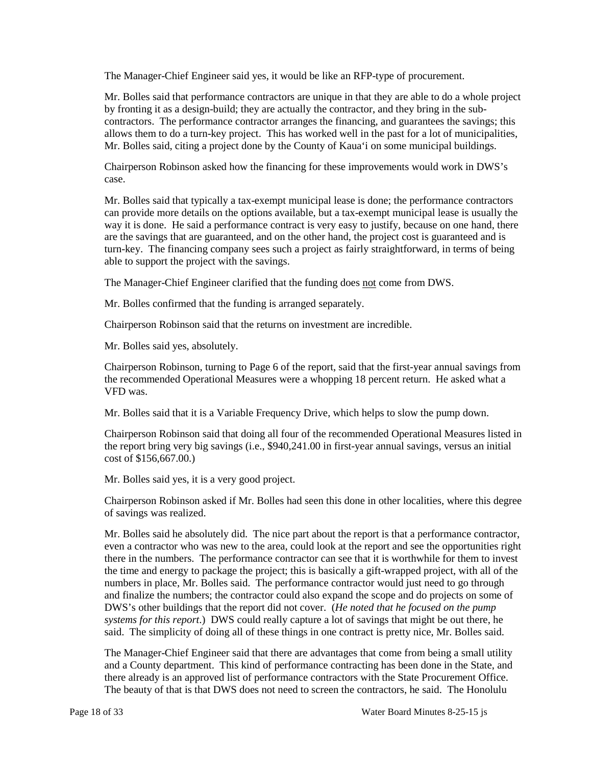The Manager-Chief Engineer said yes, it would be like an RFP-type of procurement.

Mr. Bolles said that performance contractors are unique in that they are able to do a whole project by fronting it as a design-build; they are actually the contractor, and they bring in the sub-contractors. The performance contractor arranges the financing, and guarantees the savings; this allows them to do a turn-key project. This has worked well in the past for a lot of municipalities, Mr. Bolles said, citing a project done by the County of Kaua'i on some municipal buildings.

Chairperson Robinson asked how the financing for these improvements would work in DWS's case.

Mr. Bolles said that typically a tax-exempt municipal lease is done; the performance contractors can provide more details on the options available, but a tax-exempt municipal lease is usually the way it is done. He said a performance contract is very easy to justify, because on one hand, there are the savings that are guaranteed, and on the other hand, the project cost is guaranteed and is turn-key. The financing company sees such a project as fairly straightforward, in terms of being able to support the project with the savings.

The Manager-Chief Engineer clarified that the funding does <u>not</u> come from DWS.

Mr. Bolles confirmed that the funding is arranged separately.

Chairperson Robinson said that the returns on investment are incredible.

Mr. Bolles said yes, absolutely.

Chairperson Robinson, turning to Page 6 of the report, said that the first-year annual savings from the recommended Operational Measures were a whopping 18 percent return. He asked what a VFD was.

Mr. Bolles said that it is a Variable Frequency Drive, which helps to slow the pump down.

Chairperson Robinson said that doing all four of the recommended Operational Measures listed in the report bring very big savings (i.e., $940,241.00 in first-year annual savings, versus an initial cost of $156,667.00.)

Mr. Bolles said yes, it is a very good project.

Chairperson Robinson asked if Mr. Bolles had seen this done in other localities, where this degree of savings was realized.

Mr. Bolles said he absolutely did. The nice part about the report is that a performance contractor, even a contractor who was new to the area, could look at the report and see the opportunities right there in the numbers. The performance contractor can see that it is worthwhile for them to invest the time and energy to package the project; this is basically a gift-wrapped project, with all of the numbers in place, Mr. Bolles said. The performance contractor would just need to go through and finalize the numbers; the contractor could also expand the scope and do projects on some of DWS's other buildings that the report did not cover. (*He noted that he focused on the pump systems for this report*.) DWS could really capture a lot of savings that might be out there, he said. The simplicity of doing all of these things in one contract is pretty nice, Mr. Bolles said.

The Manager-Chief Engineer said that there are advantages that come from being a small utility and a County department. This kind of performance contracting has been done in the State, and there already is an approved list of performance contractors with the State Procurement Office. The beauty of that is that DWS does not need to screen the contractors, he said. The Honolulu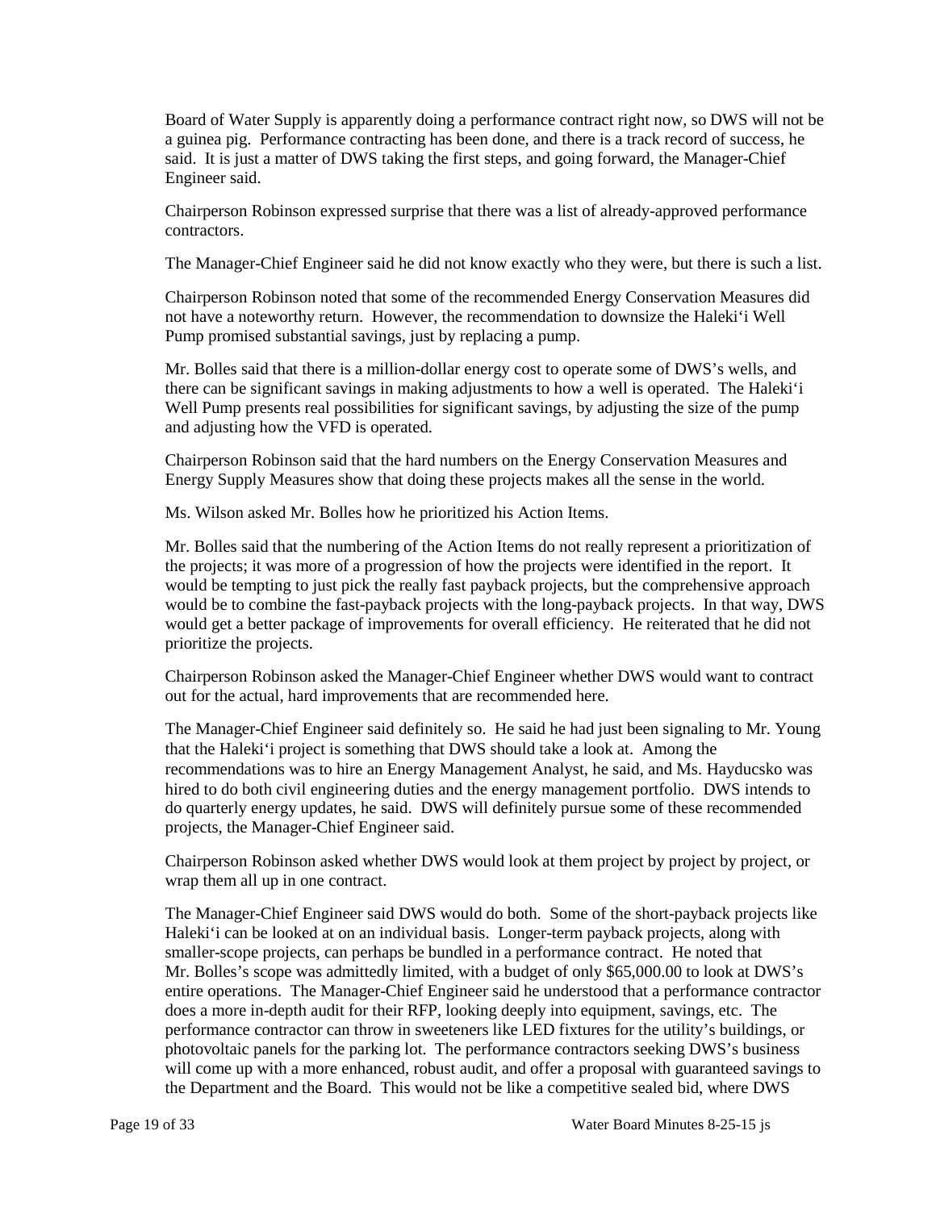Board of Water Supply is apparently doing a performance contract right now, so DWS will not be a guinea pig. Performance contracting has been done, and there is a track record of success, he said. It is just a matter of DWS taking the first steps, and going forward, the Manager-Chief Engineer said.

Chairperson Robinson expressed surprise that there was a list of already-approved performance contractors.

The Manager-Chief Engineer said he did not know exactly who they were, but there is such a list.

Chairperson Robinson noted that some of the recommended Energy Conservation Measures did not have a noteworthy return. However, the recommendation to downsize the Haleki‘i Well Pump promised substantial savings, just by replacing a pump.

Mr. Bolles said that there is a million-dollar energy cost to operate some of DWS's wells, and there can be significant savings in making adjustments to how a well is operated. The Haleki‘i Well Pump presents real possibilities for significant savings, by adjusting the size of the pump and adjusting how the VFD is operated.

Chairperson Robinson said that the hard numbers on the Energy Conservation Measures and Energy Supply Measures show that doing these projects makes all the sense in the world.

Ms. Wilson asked Mr. Bolles how he prioritized his Action Items.

Mr. Bolles said that the numbering of the Action Items do not really represent a prioritization of the projects; it was more of a progression of how the projects were identified in the report. It would be tempting to just pick the really fast payback projects, but the comprehensive approach would be to combine the fast-payback projects with the long-payback projects. In that way, DWS would get a better package of improvements for overall efficiency. He reiterated that he did not prioritize the projects.

Chairperson Robinson asked the Manager-Chief Engineer whether DWS would want to contract out for the actual, hard improvements that are recommended here.

The Manager-Chief Engineer said definitely so. He said he had just been signaling to Mr. Young that the Haleki‘i project is something that DWS should take a look at. Among the recommendations was to hire an Energy Management Analyst, he said, and Ms. Hayducsko was hired to do both civil engineering duties and the energy management portfolio. DWS intends to do quarterly energy updates, he said. DWS will definitely pursue some of these recommended projects, the Manager-Chief Engineer said.

Chairperson Robinson asked whether DWS would look at them project by project by project, or wrap them all up in one contract.

The Manager-Chief Engineer said DWS would do both. Some of the short-payback projects like Haleki‘i can be looked at on an individual basis. Longer-term payback projects, along with smaller-scope projects, can perhaps be bundled in a performance contract. He noted that Mr. Bolles's scope was admittedly limited, with a budget of only $65,000.00 to look at DWS's entire operations. The Manager-Chief Engineer said he understood that a performance contractor does a more in-depth audit for their RFP, looking deeply into equipment, savings, etc. The performance contractor can throw in sweeteners like LED fixtures for the utility's buildings, or photovoltaic panels for the parking lot. The performance contractors seeking DWS's business will come up with a more enhanced, robust audit, and offer a proposal with guaranteed savings to the Department and the Board. This would not be like a competitive sealed bid, where DWS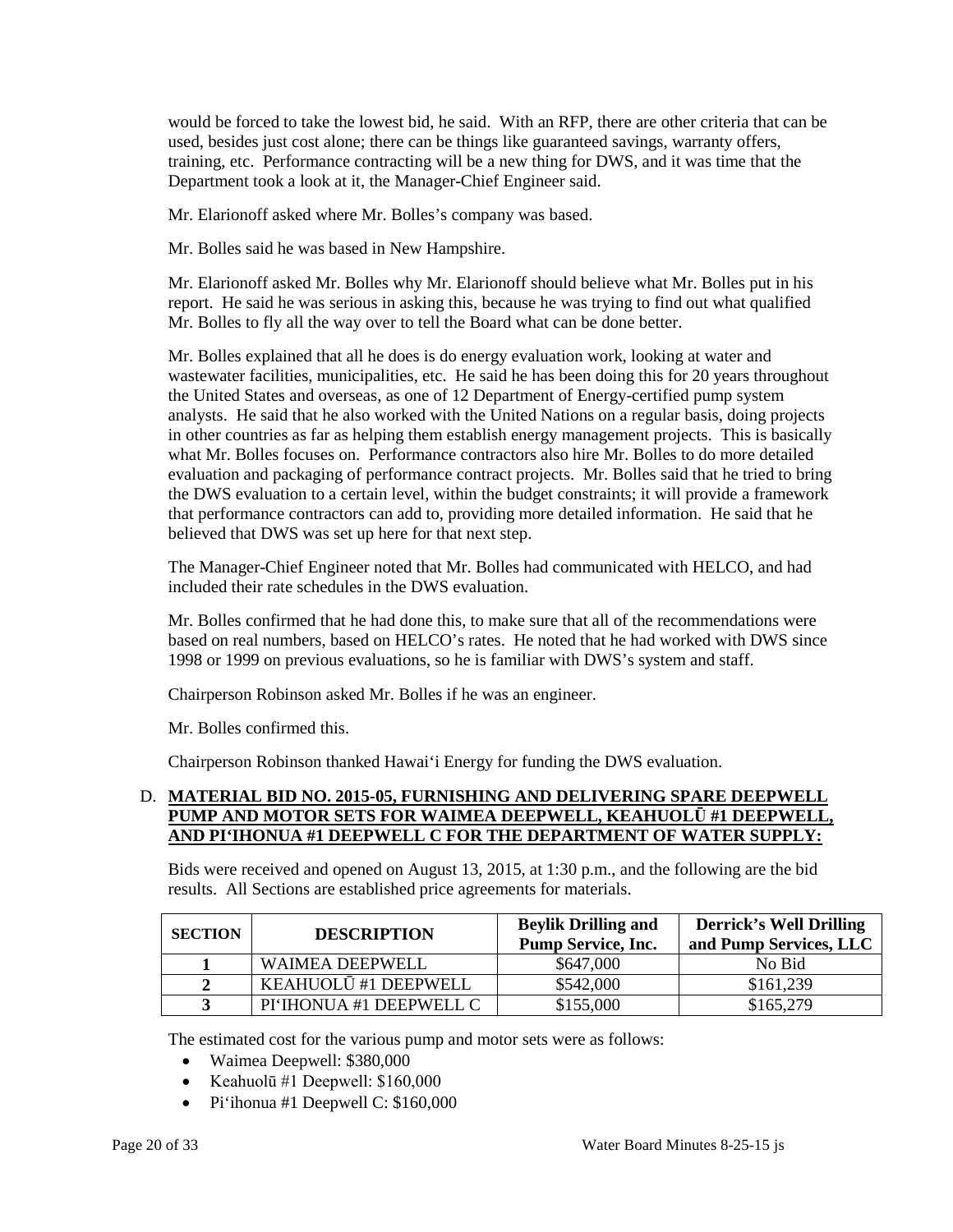would be forced to take the lowest bid, he said. With an RFP, there are other criteria that can be used, besides just cost alone; there can be things like guaranteed savings, warranty offers, training, etc. Performance contracting will be a new thing for DWS, and it was time that the Department took a look at it, the Manager-Chief Engineer said.

Mr. Elarionoff asked where Mr. Bolles's company was based.

Mr. Bolles said he was based in New Hampshire.

Mr. Elarionoff asked Mr. Bolles why Mr. Elarionoff should believe what Mr. Bolles put in his report. He said he was serious in asking this, because he was trying to find out what qualified Mr. Bolles to fly all the way over to tell the Board what can be done better.

Mr. Bolles explained that all he does is do energy evaluation work, looking at water and wastewater facilities, municipalities, etc. He said he has been doing this for 20 years throughout the United States and overseas, as one of 12 Department of Energy-certified pump system analysts. He said that he also worked with the United Nations on a regular basis, doing projects in other countries as far as helping them establish energy management projects. This is basically what Mr. Bolles focuses on. Performance contractors also hire Mr. Bolles to do more detailed evaluation and packaging of performance contract projects. Mr. Bolles said that he tried to bring the DWS evaluation to a certain level, within the budget constraints; it will provide a framework that performance contractors can add to, providing more detailed information. He said that he believed that DWS was set up here for that next step.

The Manager-Chief Engineer noted that Mr. Bolles had communicated with HELCO, and had included their rate schedules in the DWS evaluation.

Mr. Bolles confirmed that he had done this, to make sure that all of the recommendations were based on real numbers, based on HELCO's rates. He noted that he had worked with DWS since 1998 or 1999 on previous evaluations, so he is familiar with DWS's system and staff.

Chairperson Robinson asked Mr. Bolles if he was an engineer.

Mr. Bolles confirmed this.

Chairperson Robinson thanked Hawai'i Energy for funding the DWS evaluation.

D. **MATERIAL BID NO. 2015-05, FURNISHING AND DELIVERING SPARE DEEPWELL PUMP AND MOTOR SETS FOR WAIMEA DEEPWELL, KEAHUOLŪ #1 DEEPWELL, AND PI'IHONUA #1 DEEPWELL C FOR THE DEPARTMENT OF WATER SUPPLY:**

Bids were received and opened on August 13, 2015, at 1:30 p.m., and the following are the bid results. All Sections are established price agreements for materials.

| SECTION | DESCRIPTION | Beylik Drilling and Pump Service, Inc. | Derrick's Well Drilling and Pump Services, LLC |
|---|---|---|---|
| 1 | WAIMEA DEEPWELL | $647,000 | No Bid |
| 2 | KEAHUOLŪ #1 DEEPWELL | $542,000 | $161,239 |
| 3 | PI'IHONUA #1 DEEPWELL C | $155,000 | $165,279 |

The estimated cost for the various pump and motor sets were as follows:

- Waimea Deepwell: $380,000
- Keahuolū #1 Deepwell: $160,000
- Pi'ihonua #1 Deepwell C: $160,000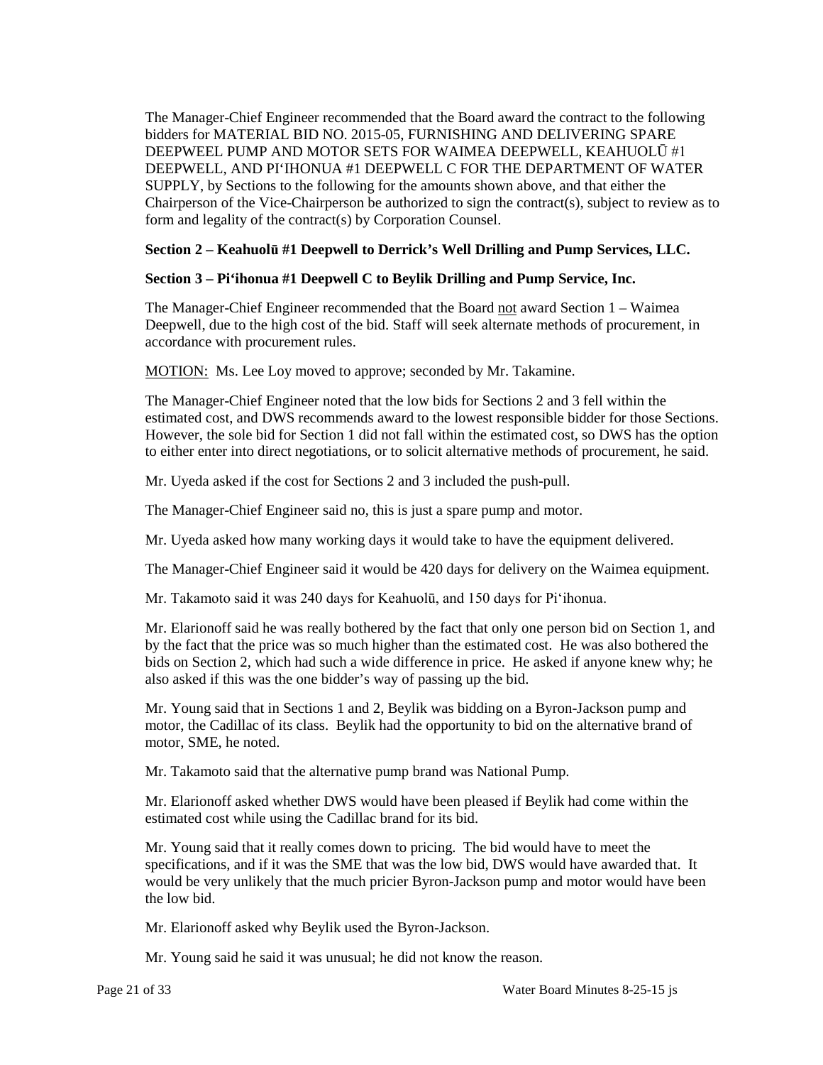The Manager-Chief Engineer recommended that the Board award the contract to the following bidders for MATERIAL BID NO. 2015-05, FURNISHING AND DELIVERING SPARE DEEPWEEL PUMP AND MOTOR SETS FOR WAIMEA DEEPWELL, KEAHUOLŪ #1 DEEPWELL, AND PIʻIHONUA #1 DEEPWELL C FOR THE DEPARTMENT OF WATER SUPPLY, by Sections to the following for the amounts shown above, and that either the Chairperson of the Vice-Chairperson be authorized to sign the contract(s), subject to review as to form and legality of the contract(s) by Corporation Counsel.

**Section 2 – Keahuolū #1 Deepwell to Derrick's Well Drilling and Pump Services, LLC.**

**Section 3 – Piʻihonua #1 Deepwell C to Beylik Drilling and Pump Service, Inc.**

The Manager-Chief Engineer recommended that the Board not award Section 1 – Waimea Deepwell, due to the high cost of the bid. Staff will seek alternate methods of procurement, in accordance with procurement rules.

MOTION: Ms. Lee Loy moved to approve; seconded by Mr. Takamine.

The Manager-Chief Engineer noted that the low bids for Sections 2 and 3 fell within the estimated cost, and DWS recommends award to the lowest responsible bidder for those Sections. However, the sole bid for Section 1 did not fall within the estimated cost, so DWS has the option to either enter into direct negotiations, or to solicit alternative methods of procurement, he said.

Mr. Uyeda asked if the cost for Sections 2 and 3 included the push-pull.

The Manager-Chief Engineer said no, this is just a spare pump and motor.

Mr. Uyeda asked how many working days it would take to have the equipment delivered.

The Manager-Chief Engineer said it would be 420 days for delivery on the Waimea equipment.

Mr. Takamoto said it was 240 days for Keahuolū, and 150 days for Piʻihonua.

Mr. Elarionoff said he was really bothered by the fact that only one person bid on Section 1, and by the fact that the price was so much higher than the estimated cost. He was also bothered the bids on Section 2, which had such a wide difference in price. He asked if anyone knew why; he also asked if this was the one bidder's way of passing up the bid.

Mr. Young said that in Sections 1 and 2, Beylik was bidding on a Byron-Jackson pump and motor, the Cadillac of its class. Beylik had the opportunity to bid on the alternative brand of motor, SME, he noted.

Mr. Takamoto said that the alternative pump brand was National Pump.

Mr. Elarionoff asked whether DWS would have been pleased if Beylik had come within the estimated cost while using the Cadillac brand for its bid.

Mr. Young said that it really comes down to pricing. The bid would have to meet the specifications, and if it was the SME that was the low bid, DWS would have awarded that. It would be very unlikely that the much pricier Byron-Jackson pump and motor would have been the low bid.

Mr. Elarionoff asked why Beylik used the Byron-Jackson.

Mr. Young said he said it was unusual; he did not know the reason.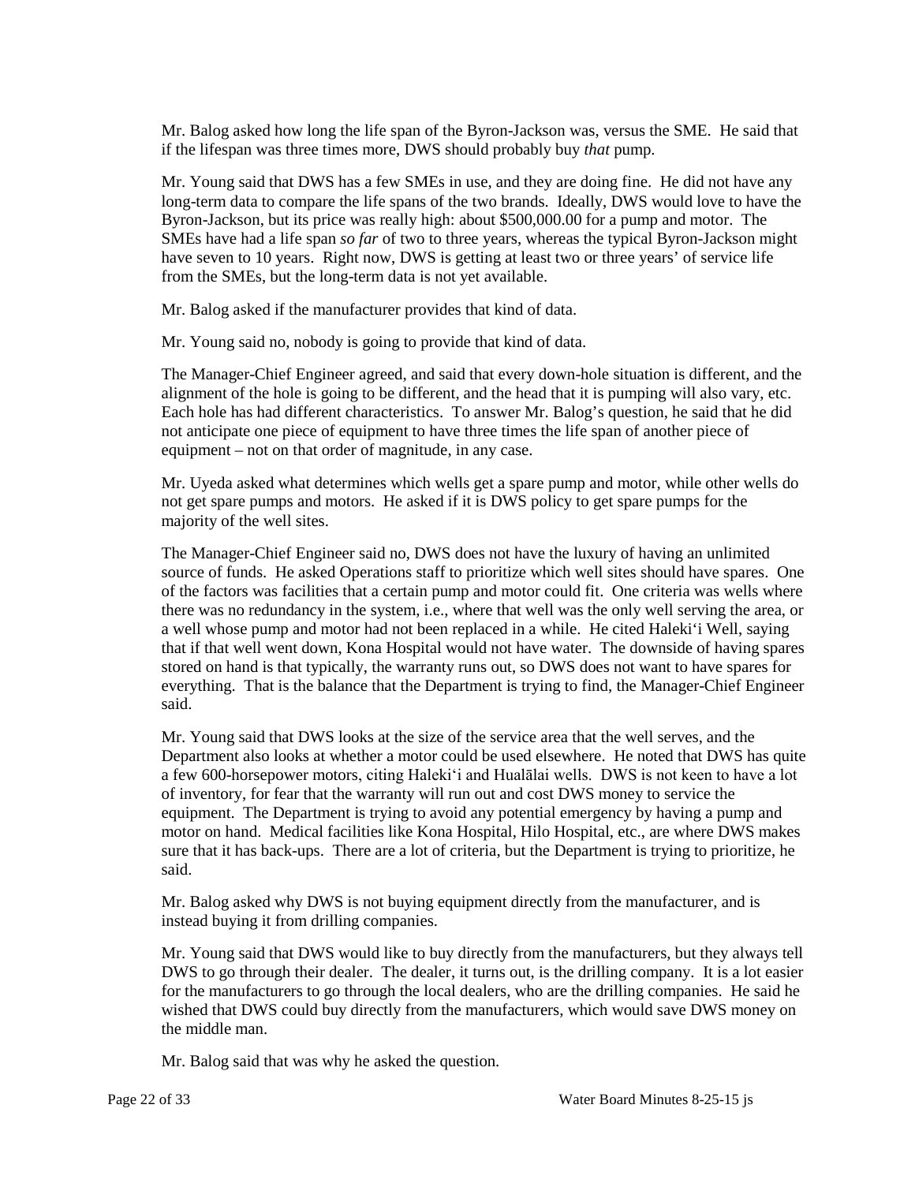Mr. Balog asked how long the life span of the Byron-Jackson was, versus the SME. He said that if the lifespan was three times more, DWS should probably buy *that* pump.

Mr. Young said that DWS has a few SMEs in use, and they are doing fine. He did not have any long-term data to compare the life spans of the two brands. Ideally, DWS would love to have the Byron-Jackson, but its price was really high: about $500,000.00 for a pump and motor. The SMEs have had a life span *so far* of two to three years, whereas the typical Byron-Jackson might have seven to 10 years. Right now, DWS is getting at least two or three years' of service life from the SMEs, but the long-term data is not yet available.

Mr. Balog asked if the manufacturer provides that kind of data.

Mr. Young said no, nobody is going to provide that kind of data.

The Manager-Chief Engineer agreed, and said that every down-hole situation is different, and the alignment of the hole is going to be different, and the head that it is pumping will also vary, etc. Each hole has had different characteristics. To answer Mr. Balog's question, he said that he did not anticipate one piece of equipment to have three times the life span of another piece of equipment – not on that order of magnitude, in any case.

Mr. Uyeda asked what determines which wells get a spare pump and motor, while other wells do not get spare pumps and motors. He asked if it is DWS policy to get spare pumps for the majority of the well sites.

The Manager-Chief Engineer said no, DWS does not have the luxury of having an unlimited source of funds. He asked Operations staff to prioritize which well sites should have spares. One of the factors was facilities that a certain pump and motor could fit. One criteria was wells where there was no redundancy in the system, i.e., where that well was the only well serving the area, or a well whose pump and motor had not been replaced in a while. He cited Haleki'i Well, saying that if that well went down, Kona Hospital would not have water. The downside of having spares stored on hand is that typically, the warranty runs out, so DWS does not want to have spares for everything. That is the balance that the Department is trying to find, the Manager-Chief Engineer said.

Mr. Young said that DWS looks at the size of the service area that the well serves, and the Department also looks at whether a motor could be used elsewhere. He noted that DWS has quite a few 600-horsepower motors, citing Haleki'i and Hualālai wells. DWS is not keen to have a lot of inventory, for fear that the warranty will run out and cost DWS money to service the equipment. The Department is trying to avoid any potential emergency by having a pump and motor on hand. Medical facilities like Kona Hospital, Hilo Hospital, etc., are where DWS makes sure that it has back-ups. There are a lot of criteria, but the Department is trying to prioritize, he said.

Mr. Balog asked why DWS is not buying equipment directly from the manufacturer, and is instead buying it from drilling companies.

Mr. Young said that DWS would like to buy directly from the manufacturers, but they always tell DWS to go through their dealer. The dealer, it turns out, is the drilling company. It is a lot easier for the manufacturers to go through the local dealers, who are the drilling companies. He said he wished that DWS could buy directly from the manufacturers, which would save DWS money on the middle man.

Mr. Balog said that was why he asked the question.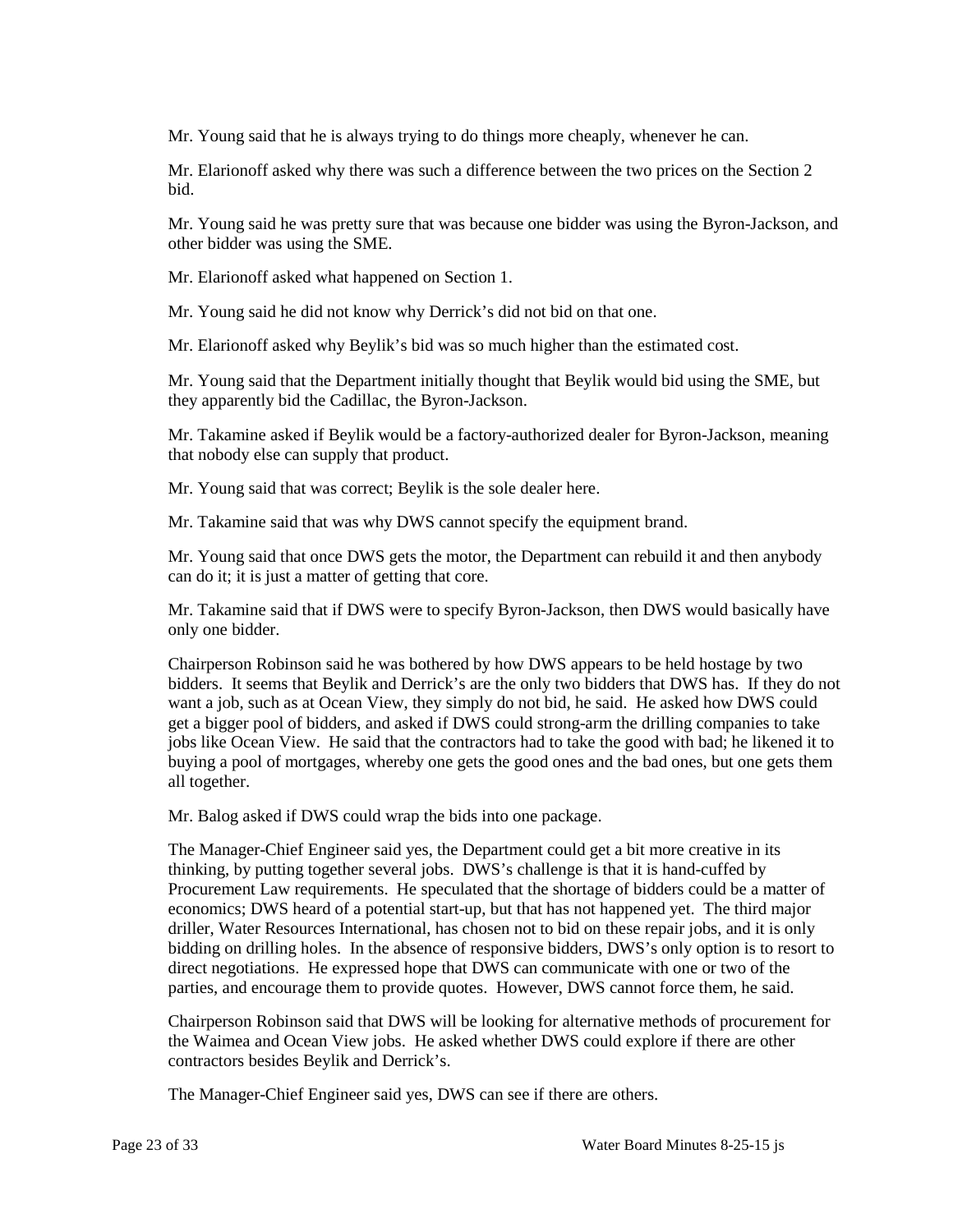Mr. Young said that he is always trying to do things more cheaply, whenever he can.

Mr. Elarionoff asked why there was such a difference between the two prices on the Section 2 bid.

Mr. Young said he was pretty sure that was because one bidder was using the Byron-Jackson, and other bidder was using the SME.

Mr. Elarionoff asked what happened on Section 1.

Mr. Young said he did not know why Derrick's did not bid on that one.

Mr. Elarionoff asked why Beylik's bid was so much higher than the estimated cost.

Mr. Young said that the Department initially thought that Beylik would bid using the SME, but they apparently bid the Cadillac, the Byron-Jackson.

Mr. Takamine asked if Beylik would be a factory-authorized dealer for Byron-Jackson, meaning that nobody else can supply that product.

Mr. Young said that was correct; Beylik is the sole dealer here.

Mr. Takamine said that was why DWS cannot specify the equipment brand.

Mr. Young said that once DWS gets the motor, the Department can rebuild it and then anybody can do it; it is just a matter of getting that core.

Mr. Takamine said that if DWS were to specify Byron-Jackson, then DWS would basically have only one bidder.

Chairperson Robinson said he was bothered by how DWS appears to be held hostage by two bidders. It seems that Beylik and Derrick's are the only two bidders that DWS has. If they do not want a job, such as at Ocean View, they simply do not bid, he said. He asked how DWS could get a bigger pool of bidders, and asked if DWS could strong-arm the drilling companies to take jobs like Ocean View. He said that the contractors had to take the good with bad; he likened it to buying a pool of mortgages, whereby one gets the good ones and the bad ones, but one gets them all together.

Mr. Balog asked if DWS could wrap the bids into one package.

The Manager-Chief Engineer said yes, the Department could get a bit more creative in its thinking, by putting together several jobs. DWS's challenge is that it is hand-cuffed by Procurement Law requirements. He speculated that the shortage of bidders could be a matter of economics; DWS heard of a potential start-up, but that has not happened yet. The third major driller, Water Resources International, has chosen not to bid on these repair jobs, and it is only bidding on drilling holes. In the absence of responsive bidders, DWS's only option is to resort to direct negotiations. He expressed hope that DWS can communicate with one or two of the parties, and encourage them to provide quotes. However, DWS cannot force them, he said.

Chairperson Robinson said that DWS will be looking for alternative methods of procurement for the Waimea and Ocean View jobs. He asked whether DWS could explore if there are other contractors besides Beylik and Derrick's.

The Manager-Chief Engineer said yes, DWS can see if there are others.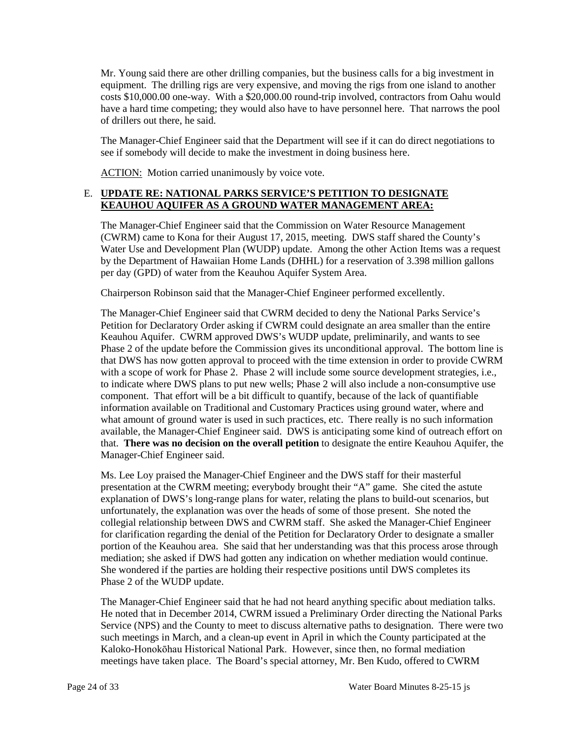Mr. Young said there are other drilling companies, but the business calls for a big investment in equipment. The drilling rigs are very expensive, and moving the rigs from one island to another costs $10,000.00 one-way. With a $20,000.00 round-trip involved, contractors from Oahu would have a hard time competing; they would also have to have personnel here. That narrows the pool of drillers out there, he said.

The Manager-Chief Engineer said that the Department will see if it can do direct negotiations to see if somebody will decide to make the investment in doing business here.

<u>ACTION:</u> Motion carried unanimously by voice vote.

E. **<u>UPDATE RE: NATIONAL PARKS SERVICE'S PETITION TO DESIGNATE KEAUHOU AQUIFER AS A GROUND WATER MANAGEMENT AREA:</u>**

The Manager-Chief Engineer said that the Commission on Water Resource Management (CWRM) came to Kona for their August 17, 2015, meeting. DWS staff shared the County's Water Use and Development Plan (WUDP) update. Among the other Action Items was a request by the Department of Hawaiian Home Lands (DHHL) for a reservation of 3.398 million gallons per day (GPD) of water from the Keauhou Aquifer System Area.

Chairperson Robinson said that the Manager-Chief Engineer performed excellently.

The Manager-Chief Engineer said that CWRM decided to deny the National Parks Service's Petition for Declaratory Order asking if CWRM could designate an area smaller than the entire Keauhou Aquifer. CWRM approved DWS's WUDP update, preliminarily, and wants to see Phase 2 of the update before the Commission gives its unconditional approval. The bottom line is that DWS has now gotten approval to proceed with the time extension in order to provide CWRM with a scope of work for Phase 2. Phase 2 will include some source development strategies, i.e., to indicate where DWS plans to put new wells; Phase 2 will also include a non-consumptive use component. That effort will be a bit difficult to quantify, because of the lack of quantifiable information available on Traditional and Customary Practices using ground water, where and what amount of ground water is used in such practices, etc. There really is no such information available, the Manager-Chief Engineer said. DWS is anticipating some kind of outreach effort on that. **There was no decision on the overall petition** to designate the entire Keauhou Aquifer, the Manager-Chief Engineer said.

Ms. Lee Loy praised the Manager-Chief Engineer and the DWS staff for their masterful presentation at the CWRM meeting; everybody brought their "A" game. She cited the astute explanation of DWS's long-range plans for water, relating the plans to build-out scenarios, but unfortunately, the explanation was over the heads of some of those present. She noted the collegial relationship between DWS and CWRM staff. She asked the Manager-Chief Engineer for clarification regarding the denial of the Petition for Declaratory Order to designate a smaller portion of the Keauhou area. She said that her understanding was that this process arose through mediation; she asked if DWS had gotten any indication on whether mediation would continue. She wondered if the parties are holding their respective positions until DWS completes its Phase 2 of the WUDP update.

The Manager-Chief Engineer said that he had not heard anything specific about mediation talks. He noted that in December 2014, CWRM issued a Preliminary Order directing the National Parks Service (NPS) and the County to meet to discuss alternative paths to designation. There were two such meetings in March, and a clean-up event in April in which the County participated at the Kaloko-Honokōhau Historical National Park. However, since then, no formal mediation meetings have taken place. The Board's special attorney, Mr. Ben Kudo, offered to CWRM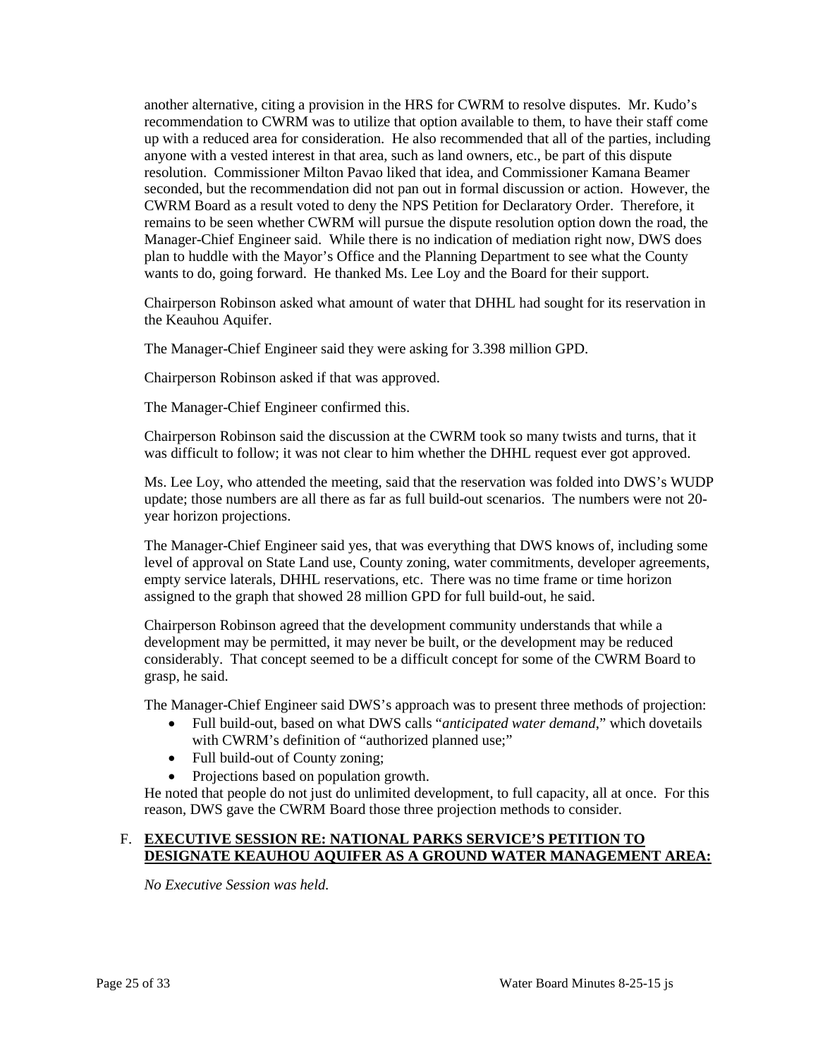another alternative, citing a provision in the HRS for CWRM to resolve disputes. Mr. Kudo's recommendation to CWRM was to utilize that option available to them, to have their staff come up with a reduced area for consideration. He also recommended that all of the parties, including anyone with a vested interest in that area, such as land owners, etc., be part of this dispute resolution. Commissioner Milton Pavao liked that idea, and Commissioner Kamana Beamer seconded, but the recommendation did not pan out in formal discussion or action. However, the CWRM Board as a result voted to deny the NPS Petition for Declaratory Order. Therefore, it remains to be seen whether CWRM will pursue the dispute resolution option down the road, the Manager-Chief Engineer said. While there is no indication of mediation right now, DWS does plan to huddle with the Mayor's Office and the Planning Department to see what the County wants to do, going forward. He thanked Ms. Lee Loy and the Board for their support.

Chairperson Robinson asked what amount of water that DHHL had sought for its reservation in the Keauhou Aquifer.

The Manager-Chief Engineer said they were asking for 3.398 million GPD.

Chairperson Robinson asked if that was approved.

The Manager-Chief Engineer confirmed this.

Chairperson Robinson said the discussion at the CWRM took so many twists and turns, that it was difficult to follow; it was not clear to him whether the DHHL request ever got approved.

Ms. Lee Loy, who attended the meeting, said that the reservation was folded into DWS's WUDP update; those numbers are all there as far as full build-out scenarios. The numbers were not 20-year horizon projections.

The Manager-Chief Engineer said yes, that was everything that DWS knows of, including some level of approval on State Land use, County zoning, water commitments, developer agreements, empty service laterals, DHHL reservations, etc. There was no time frame or time horizon assigned to the graph that showed 28 million GPD for full build-out, he said.

Chairperson Robinson agreed that the development community understands that while a development may be permitted, it may never be built, or the development may be reduced considerably. That concept seemed to be a difficult concept for some of the CWRM Board to grasp, he said.

The Manager-Chief Engineer said DWS's approach was to present three methods of projection:

- Full build-out, based on what DWS calls "*anticipated water demand*," which dovetails with CWRM's definition of "authorized planned use;"
- Full build-out of County zoning;
- Projections based on population growth.

He noted that people do not just do unlimited development, to full capacity, all at once. For this reason, DWS gave the CWRM Board those three projection methods to consider.

F. **EXECUTIVE SESSION RE: NATIONAL PARKS SERVICE'S PETITION TO DESIGNATE KEAUHOU AQUIFER AS A GROUND WATER MANAGEMENT AREA:**

*No Executive Session was held.*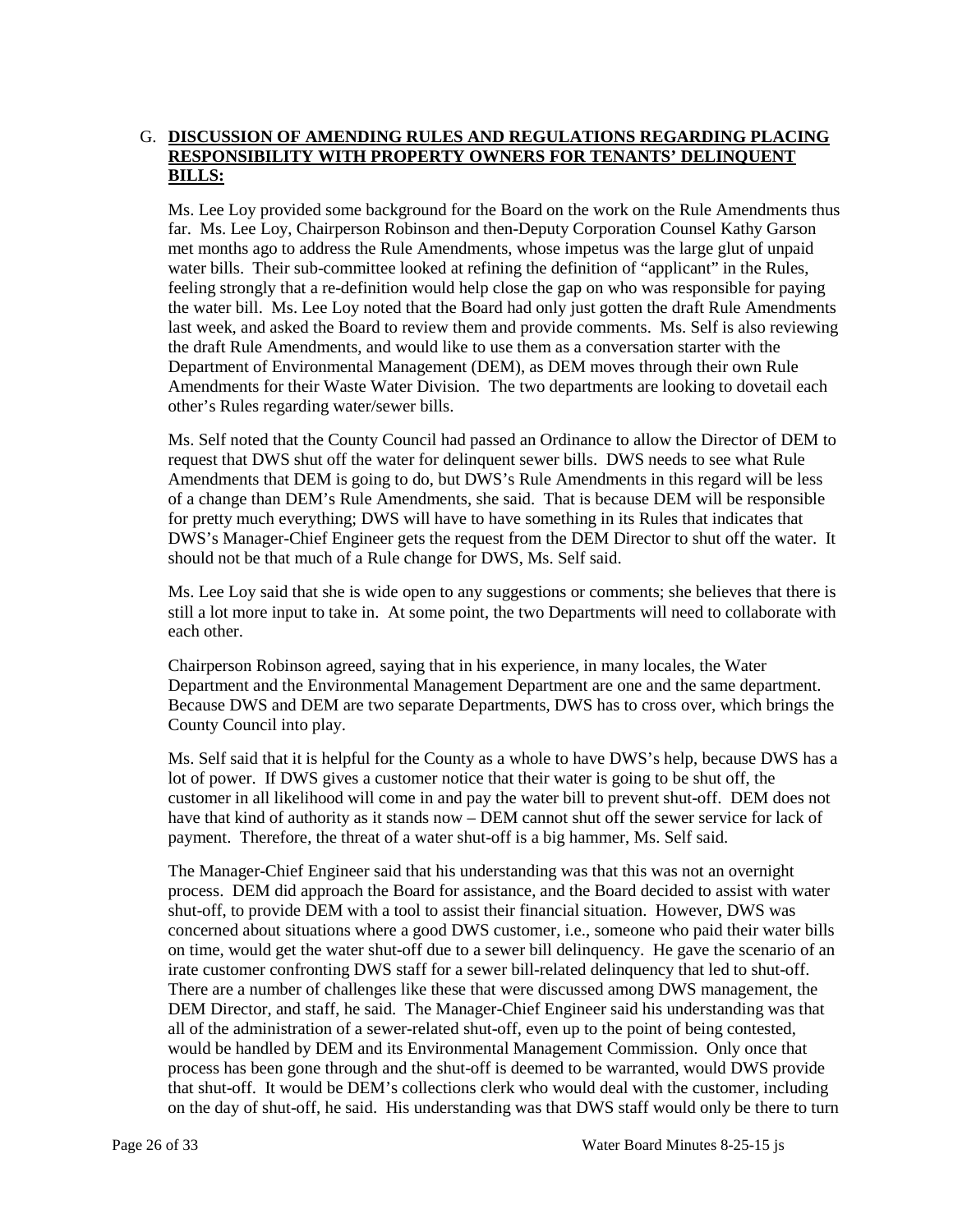G. **DISCUSSION OF AMENDING RULES AND REGULATIONS REGARDING PLACING RESPONSIBILITY WITH PROPERTY OWNERS FOR TENANTS' DELINQUENT BILLS:**

Ms. Lee Loy provided some background for the Board on the work on the Rule Amendments thus far. Ms. Lee Loy, Chairperson Robinson and then-Deputy Corporation Counsel Kathy Garson met months ago to address the Rule Amendments, whose impetus was the large glut of unpaid water bills. Their sub-committee looked at refining the definition of "applicant" in the Rules, feeling strongly that a re-definition would help close the gap on who was responsible for paying the water bill. Ms. Lee Loy noted that the Board had only just gotten the draft Rule Amendments last week, and asked the Board to review them and provide comments. Ms. Self is also reviewing the draft Rule Amendments, and would like to use them as a conversation starter with the Department of Environmental Management (DEM), as DEM moves through their own Rule Amendments for their Waste Water Division. The two departments are looking to dovetail each other's Rules regarding water/sewer bills.

Ms. Self noted that the County Council had passed an Ordinance to allow the Director of DEM to request that DWS shut off the water for delinquent sewer bills. DWS needs to see what Rule Amendments that DEM is going to do, but DWS's Rule Amendments in this regard will be less of a change than DEM's Rule Amendments, she said. That is because DEM will be responsible for pretty much everything; DWS will have to have something in its Rules that indicates that DWS's Manager-Chief Engineer gets the request from the DEM Director to shut off the water. It should not be that much of a Rule change for DWS, Ms. Self said.

Ms. Lee Loy said that she is wide open to any suggestions or comments; she believes that there is still a lot more input to take in. At some point, the two Departments will need to collaborate with each other.

Chairperson Robinson agreed, saying that in his experience, in many locales, the Water Department and the Environmental Management Department are one and the same department. Because DWS and DEM are two separate Departments, DWS has to cross over, which brings the County Council into play.

Ms. Self said that it is helpful for the County as a whole to have DWS's help, because DWS has a lot of power. If DWS gives a customer notice that their water is going to be shut off, the customer in all likelihood will come in and pay the water bill to prevent shut-off. DEM does not have that kind of authority as it stands now – DEM cannot shut off the sewer service for lack of payment. Therefore, the threat of a water shut-off is a big hammer, Ms. Self said.

The Manager-Chief Engineer said that his understanding was that this was not an overnight process. DEM did approach the Board for assistance, and the Board decided to assist with water shut-off, to provide DEM with a tool to assist their financial situation. However, DWS was concerned about situations where a good DWS customer, i.e., someone who paid their water bills on time, would get the water shut-off due to a sewer bill delinquency. He gave the scenario of an irate customer confronting DWS staff for a sewer bill-related delinquency that led to shut-off. There are a number of challenges like these that were discussed among DWS management, the DEM Director, and staff, he said. The Manager-Chief Engineer said his understanding was that all of the administration of a sewer-related shut-off, even up to the point of being contested, would be handled by DEM and its Environmental Management Commission. Only once that process has been gone through and the shut-off is deemed to be warranted, would DWS provide that shut-off. It would be DEM's collections clerk who would deal with the customer, including on the day of shut-off, he said. His understanding was that DWS staff would only be there to turn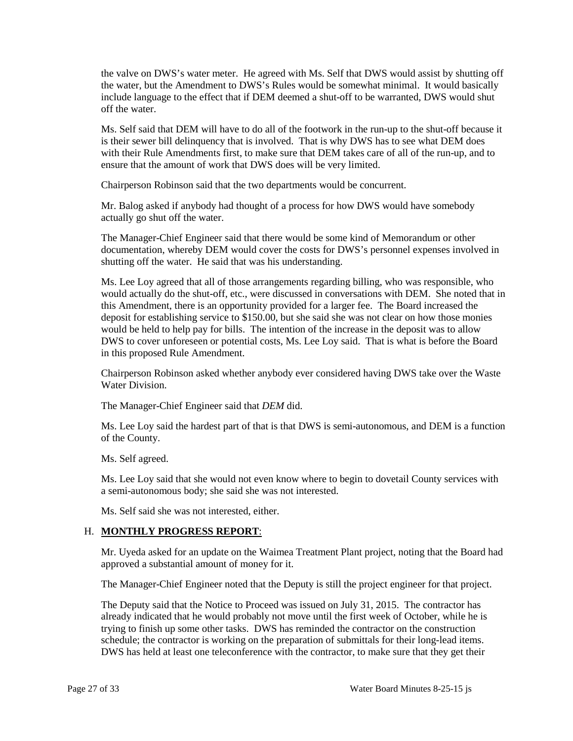the valve on DWS's water meter. He agreed with Ms. Self that DWS would assist by shutting off the water, but the Amendment to DWS's Rules would be somewhat minimal. It would basically include language to the effect that if DEM deemed a shut-off to be warranted, DWS would shut off the water.

Ms. Self said that DEM will have to do all of the footwork in the run-up to the shut-off because it is their sewer bill delinquency that is involved. That is why DWS has to see what DEM does with their Rule Amendments first, to make sure that DEM takes care of all of the run-up, and to ensure that the amount of work that DWS does will be very limited.

Chairperson Robinson said that the two departments would be concurrent.

Mr. Balog asked if anybody had thought of a process for how DWS would have somebody actually go shut off the water.

The Manager-Chief Engineer said that there would be some kind of Memorandum or other documentation, whereby DEM would cover the costs for DWS's personnel expenses involved in shutting off the water. He said that was his understanding.

Ms. Lee Loy agreed that all of those arrangements regarding billing, who was responsible, who would actually do the shut-off, etc., were discussed in conversations with DEM. She noted that in this Amendment, there is an opportunity provided for a larger fee. The Board increased the deposit for establishing service to $150.00, but she said she was not clear on how those monies would be held to help pay for bills. The intention of the increase in the deposit was to allow DWS to cover unforeseen or potential costs, Ms. Lee Loy said. That is what is before the Board in this proposed Rule Amendment.

Chairperson Robinson asked whether anybody ever considered having DWS take over the Waste Water Division.

The Manager-Chief Engineer said that *DEM* did.

Ms. Lee Loy said the hardest part of that is that DWS is semi-autonomous, and DEM is a function of the County.

Ms. Self agreed.

Ms. Lee Loy said that she would not even know where to begin to dovetail County services with a semi-autonomous body; she said she was not interested.

Ms. Self said she was not interested, either.

## H. **MONTHLY PROGRESS REPORT**:

Mr. Uyeda asked for an update on the Waimea Treatment Plant project, noting that the Board had approved a substantial amount of money for it.

The Manager-Chief Engineer noted that the Deputy is still the project engineer for that project.

The Deputy said that the Notice to Proceed was issued on July 31, 2015. The contractor has already indicated that he would probably not move until the first week of October, while he is trying to finish up some other tasks. DWS has reminded the contractor on the construction schedule; the contractor is working on the preparation of submittals for their long-lead items. DWS has held at least one teleconference with the contractor, to make sure that they get their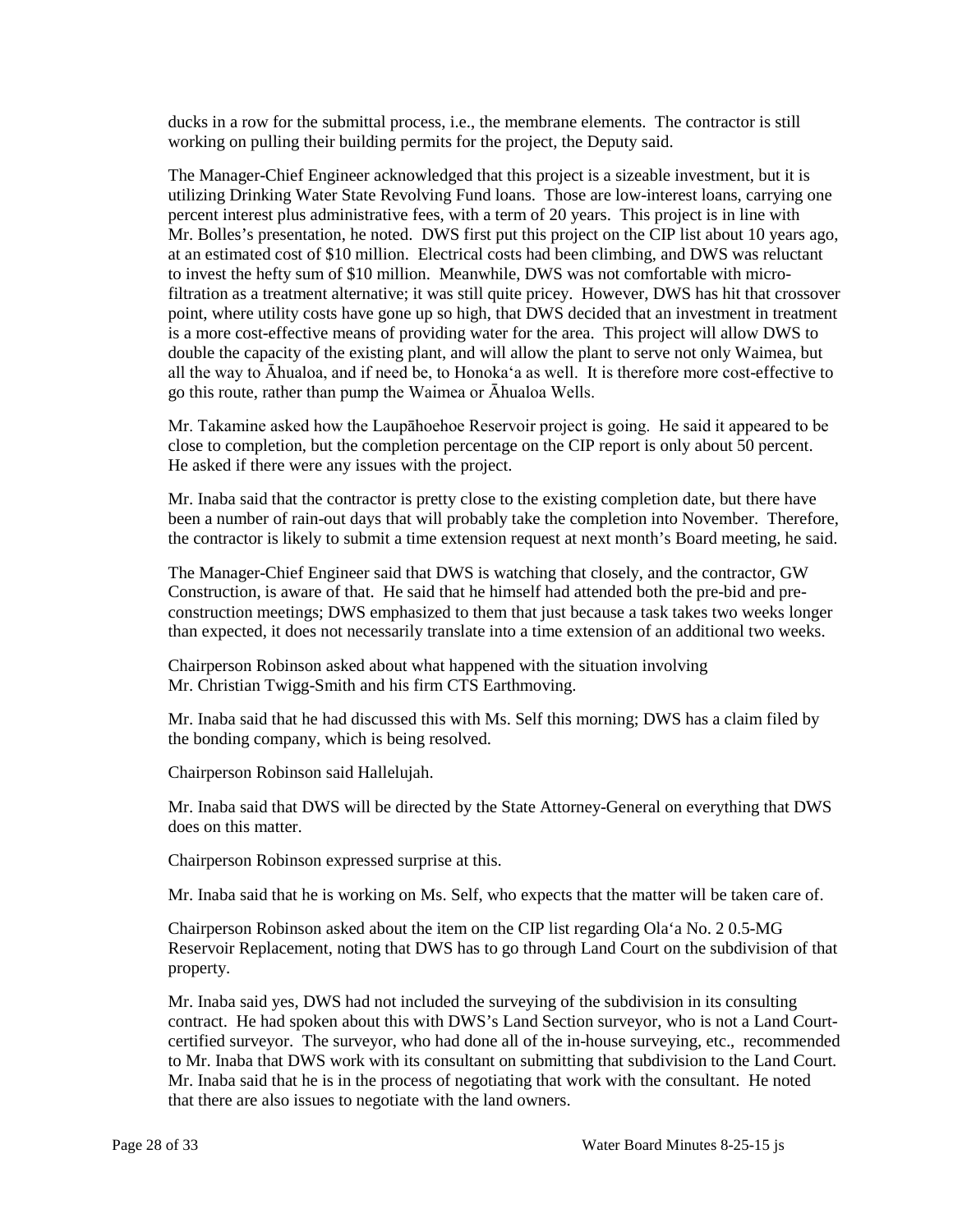ducks in a row for the submittal process, i.e., the membrane elements. The contractor is still working on pulling their building permits for the project, the Deputy said.

The Manager-Chief Engineer acknowledged that this project is a sizeable investment, but it is utilizing Drinking Water State Revolving Fund loans. Those are low-interest loans, carrying one percent interest plus administrative fees, with a term of 20 years. This project is in line with Mr. Bolles's presentation, he noted. DWS first put this project on the CIP list about 10 years ago, at an estimated cost of $10 million. Electrical costs had been climbing, and DWS was reluctant to invest the hefty sum of $10 million. Meanwhile, DWS was not comfortable with micro-filtration as a treatment alternative; it was still quite pricey. However, DWS has hit that crossover point, where utility costs have gone up so high, that DWS decided that an investment in treatment is a more cost-effective means of providing water for the area. This project will allow DWS to double the capacity of the existing plant, and will allow the plant to serve not only Waimea, but all the way to Āhualoa, and if need be, to Honokaʻa as well. It is therefore more cost-effective to go this route, rather than pump the Waimea or Āhualoa Wells.

Mr. Takamine asked how the Laupāhoehoe Reservoir project is going. He said it appeared to be close to completion, but the completion percentage on the CIP report is only about 50 percent. He asked if there were any issues with the project.

Mr. Inaba said that the contractor is pretty close to the existing completion date, but there have been a number of rain-out days that will probably take the completion into November. Therefore, the contractor is likely to submit a time extension request at next month's Board meeting, he said.

The Manager-Chief Engineer said that DWS is watching that closely, and the contractor, GW Construction, is aware of that. He said that he himself had attended both the pre-bid and pre-construction meetings; DWS emphasized to them that just because a task takes two weeks longer than expected, it does not necessarily translate into a time extension of an additional two weeks.

Chairperson Robinson asked about what happened with the situation involving Mr. Christian Twigg-Smith and his firm CTS Earthmoving.

Mr. Inaba said that he had discussed this with Ms. Self this morning; DWS has a claim filed by the bonding company, which is being resolved.

Chairperson Robinson said Hallelujah.

Mr. Inaba said that DWS will be directed by the State Attorney-General on everything that DWS does on this matter.

Chairperson Robinson expressed surprise at this.

Mr. Inaba said that he is working on Ms. Self, who expects that the matter will be taken care of.

Chairperson Robinson asked about the item on the CIP list regarding Olaʻa No. 2 0.5-MG Reservoir Replacement, noting that DWS has to go through Land Court on the subdivision of that property.

Mr. Inaba said yes, DWS had not included the surveying of the subdivision in its consulting contract. He had spoken about this with DWS's Land Section surveyor, who is not a Land Court-certified surveyor. The surveyor, who had done all of the in-house surveying, etc., recommended to Mr. Inaba that DWS work with its consultant on submitting that subdivision to the Land Court. Mr. Inaba said that he is in the process of negotiating that work with the consultant. He noted that there are also issues to negotiate with the land owners.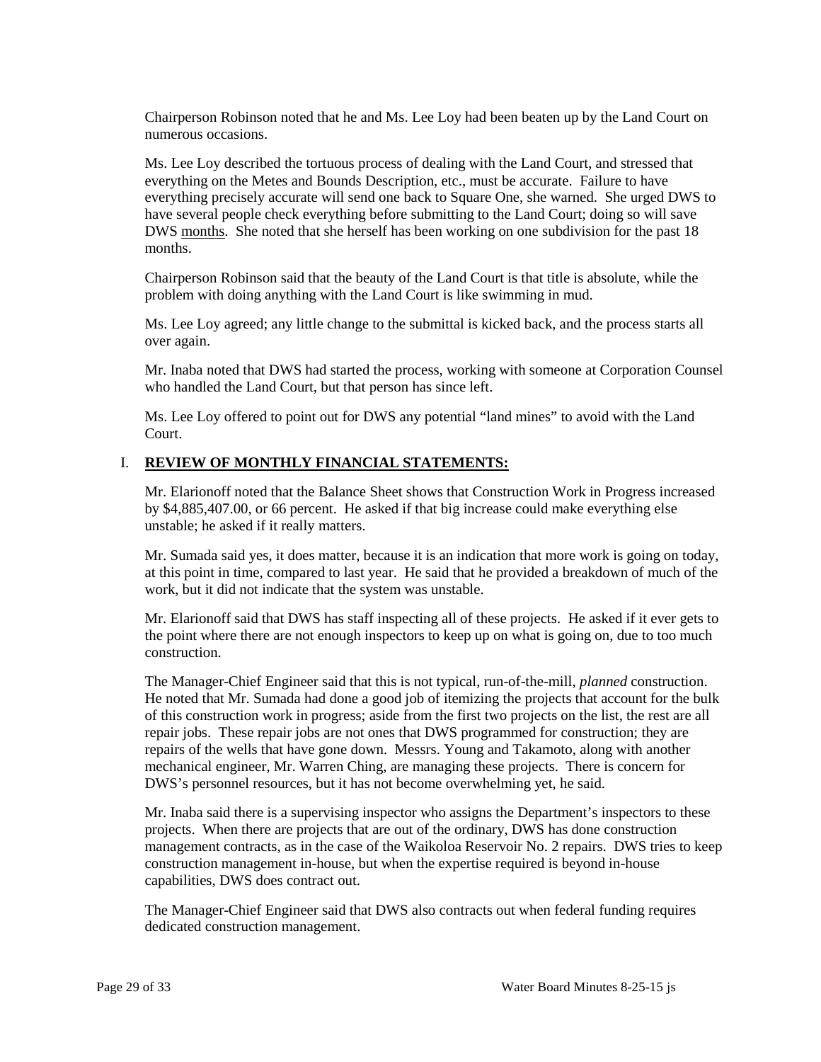Chairperson Robinson noted that he and Ms. Lee Loy had been beaten up by the Land Court on numerous occasions.

Ms. Lee Loy described the tortuous process of dealing with the Land Court, and stressed that everything on the Metes and Bounds Description, etc., must be accurate. Failure to have everything precisely accurate will send one back to Square One, she warned. She urged DWS to have several people check everything before submitting to the Land Court; doing so will save DWS <u>months</u>. She noted that she herself has been working on one subdivision for the past 18 months.

Chairperson Robinson said that the beauty of the Land Court is that title is absolute, while the problem with doing anything with the Land Court is like swimming in mud.

Ms. Lee Loy agreed; any little change to the submittal is kicked back, and the process starts all over again.

Mr. Inaba noted that DWS had started the process, working with someone at Corporation Counsel who handled the Land Court, but that person has since left.

Ms. Lee Loy offered to point out for DWS any potential "land mines" to avoid with the Land Court.

## I. **<u>REVIEW OF MONTHLY FINANCIAL STATEMENTS:</u>**

Mr. Elarionoff noted that the Balance Sheet shows that Construction Work in Progress increased by $4,885,407.00, or 66 percent. He asked if that big increase could make everything else unstable; he asked if it really matters.

Mr. Sumada said yes, it does matter, because it is an indication that more work is going on today, at this point in time, compared to last year. He said that he provided a breakdown of much of the work, but it did not indicate that the system was unstable.

Mr. Elarionoff said that DWS has staff inspecting all of these projects. He asked if it ever gets to the point where there are not enough inspectors to keep up on what is going on, due to too much construction.

The Manager-Chief Engineer said that this is not typical, run-of-the-mill, *planned* construction. He noted that Mr. Sumada had done a good job of itemizing the projects that account for the bulk of this construction work in progress; aside from the first two projects on the list, the rest are all repair jobs. These repair jobs are not ones that DWS programmed for construction; they are repairs of the wells that have gone down. Messrs. Young and Takamoto, along with another mechanical engineer, Mr. Warren Ching, are managing these projects. There is concern for DWS's personnel resources, but it has not become overwhelming yet, he said.

Mr. Inaba said there is a supervising inspector who assigns the Department's inspectors to these projects. When there are projects that are out of the ordinary, DWS has done construction management contracts, as in the case of the Waikoloa Reservoir No. 2 repairs. DWS tries to keep construction management in-house, but when the expertise required is beyond in-house capabilities, DWS does contract out.

The Manager-Chief Engineer said that DWS also contracts out when federal funding requires dedicated construction management.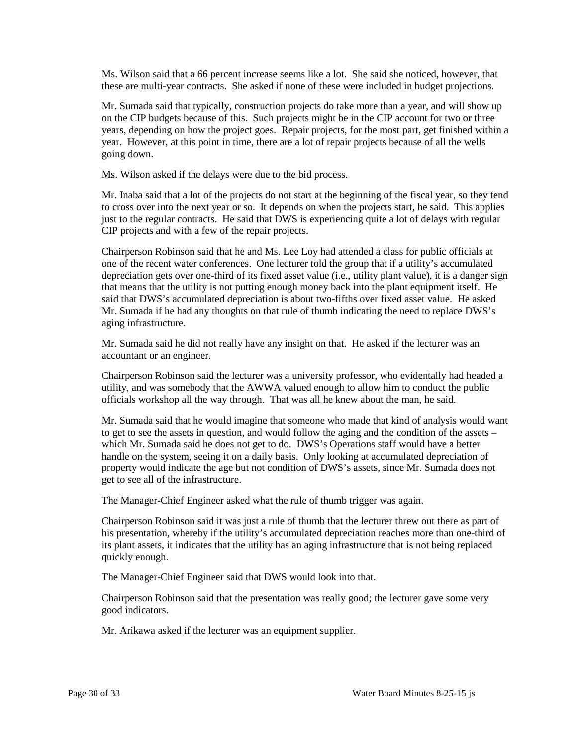Ms. Wilson said that a 66 percent increase seems like a lot. She said she noticed, however, that these are multi-year contracts. She asked if none of these were included in budget projections.

Mr. Sumada said that typically, construction projects do take more than a year, and will show up on the CIP budgets because of this. Such projects might be in the CIP account for two or three years, depending on how the project goes. Repair projects, for the most part, get finished within a year. However, at this point in time, there are a lot of repair projects because of all the wells going down.

Ms. Wilson asked if the delays were due to the bid process.

Mr. Inaba said that a lot of the projects do not start at the beginning of the fiscal year, so they tend to cross over into the next year or so. It depends on when the projects start, he said. This applies just to the regular contracts. He said that DWS is experiencing quite a lot of delays with regular CIP projects and with a few of the repair projects.

Chairperson Robinson said that he and Ms. Lee Loy had attended a class for public officials at one of the recent water conferences. One lecturer told the group that if a utility's accumulated depreciation gets over one-third of its fixed asset value (i.e., utility plant value), it is a danger sign that means that the utility is not putting enough money back into the plant equipment itself. He said that DWS's accumulated depreciation is about two-fifths over fixed asset value. He asked Mr. Sumada if he had any thoughts on that rule of thumb indicating the need to replace DWS's aging infrastructure.

Mr. Sumada said he did not really have any insight on that. He asked if the lecturer was an accountant or an engineer.

Chairperson Robinson said the lecturer was a university professor, who evidentally had headed a utility, and was somebody that the AWWA valued enough to allow him to conduct the public officials workshop all the way through. That was all he knew about the man, he said.

Mr. Sumada said that he would imagine that someone who made that kind of analysis would want to get to see the assets in question, and would follow the aging and the condition of the assets – which Mr. Sumada said he does not get to do. DWS's Operations staff would have a better handle on the system, seeing it on a daily basis. Only looking at accumulated depreciation of property would indicate the age but not condition of DWS's assets, since Mr. Sumada does not get to see all of the infrastructure.

The Manager-Chief Engineer asked what the rule of thumb trigger was again.

Chairperson Robinson said it was just a rule of thumb that the lecturer threw out there as part of his presentation, whereby if the utility's accumulated depreciation reaches more than one-third of its plant assets, it indicates that the utility has an aging infrastructure that is not being replaced quickly enough.

The Manager-Chief Engineer said that DWS would look into that.

Chairperson Robinson said that the presentation was really good; the lecturer gave some very good indicators.

Mr. Arikawa asked if the lecturer was an equipment supplier.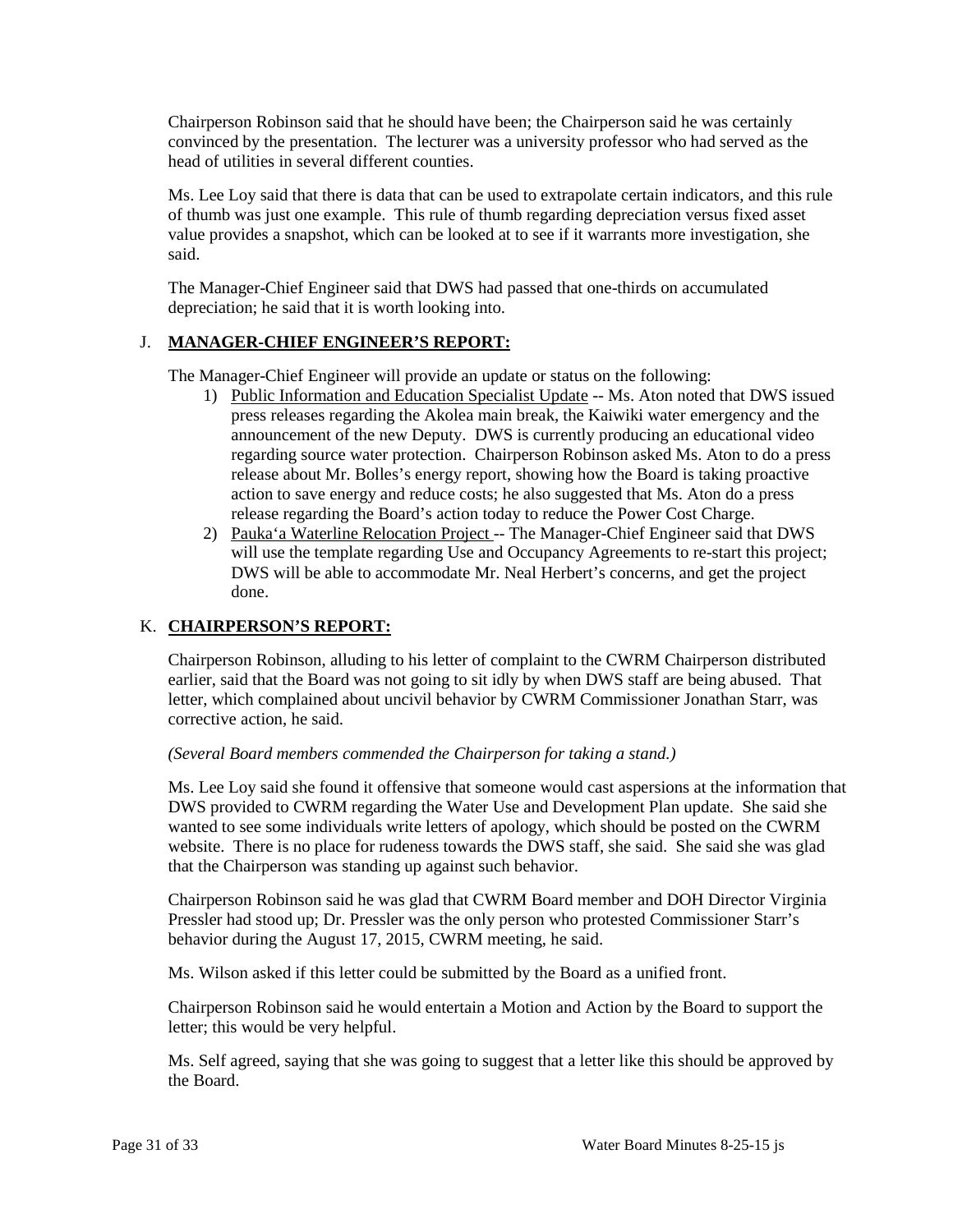Chairperson Robinson said that he should have been; the Chairperson said he was certainly convinced by the presentation. The lecturer was a university professor who had served as the head of utilities in several different counties.

Ms. Lee Loy said that there is data that can be used to extrapolate certain indicators, and this rule of thumb was just one example. This rule of thumb regarding depreciation versus fixed asset value provides a snapshot, which can be looked at to see if it warrants more investigation, she said.

The Manager-Chief Engineer said that DWS had passed that one-thirds on accumulated depreciation; he said that it is worth looking into.

## J. MANAGER-CHIEF ENGINEER'S REPORT:

The Manager-Chief Engineer will provide an update or status on the following:

1) Public Information and Education Specialist Update -- Ms. Aton noted that DWS issued press releases regarding the Akolea main break, the Kaiwiki water emergency and the announcement of the new Deputy. DWS is currently producing an educational video regarding source water protection. Chairperson Robinson asked Ms. Aton to do a press release about Mr. Bolles's energy report, showing how the Board is taking proactive action to save energy and reduce costs; he also suggested that Ms. Aton do a press release regarding the Board's action today to reduce the Power Cost Charge.
2) Pauka'a Waterline Relocation Project -- The Manager-Chief Engineer said that DWS will use the template regarding Use and Occupancy Agreements to re-start this project; DWS will be able to accommodate Mr. Neal Herbert's concerns, and get the project done.

## K. CHAIRPERSON'S REPORT:

Chairperson Robinson, alluding to his letter of complaint to the CWRM Chairperson distributed earlier, said that the Board was not going to sit idly by when DWS staff are being abused. That letter, which complained about uncivil behavior by CWRM Commissioner Jonathan Starr, was corrective action, he said.

*(Several Board members commended the Chairperson for taking a stand.)*

Ms. Lee Loy said she found it offensive that someone would cast aspersions at the information that DWS provided to CWRM regarding the Water Use and Development Plan update. She said she wanted to see some individuals write letters of apology, which should be posted on the CWRM website. There is no place for rudeness towards the DWS staff, she said. She said she was glad that the Chairperson was standing up against such behavior.

Chairperson Robinson said he was glad that CWRM Board member and DOH Director Virginia Pressler had stood up; Dr. Pressler was the only person who protested Commissioner Starr's behavior during the August 17, 2015, CWRM meeting, he said.

Ms. Wilson asked if this letter could be submitted by the Board as a unified front.

Chairperson Robinson said he would entertain a Motion and Action by the Board to support the letter; this would be very helpful.

Ms. Self agreed, saying that she was going to suggest that a letter like this should be approved by the Board.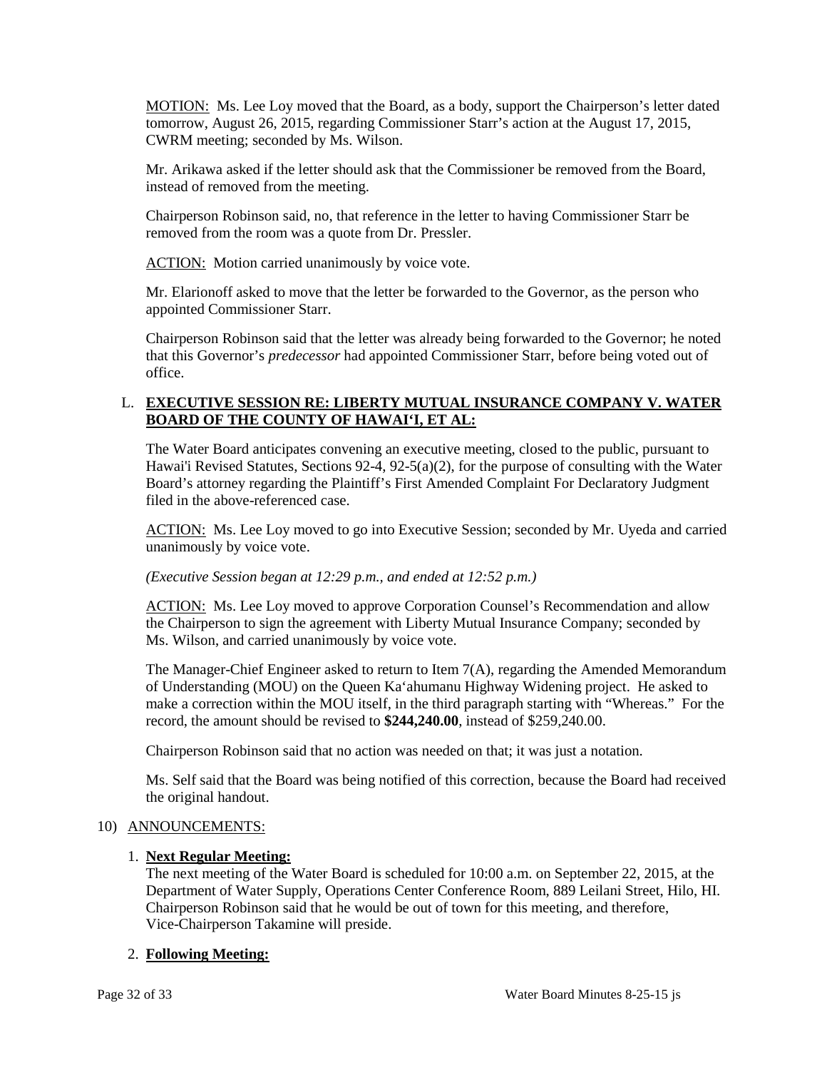MOTION: Ms. Lee Loy moved that the Board, as a body, support the Chairperson's letter dated tomorrow, August 26, 2015, regarding Commissioner Starr's action at the August 17, 2015, CWRM meeting; seconded by Ms. Wilson.

Mr. Arikawa asked if the letter should ask that the Commissioner be removed from the Board, instead of removed from the meeting.

Chairperson Robinson said, no, that reference in the letter to having Commissioner Starr be removed from the room was a quote from Dr. Pressler.

ACTION: Motion carried unanimously by voice vote.

Mr. Elarionoff asked to move that the letter be forwarded to the Governor, as the person who appointed Commissioner Starr.

Chairperson Robinson said that the letter was already being forwarded to the Governor; he noted that this Governor's *predecessor* had appointed Commissioner Starr, before being voted out of office.

L. **EXECUTIVE SESSION RE: LIBERTY MUTUAL INSURANCE COMPANY V. WATER BOARD OF THE COUNTY OF HAWAI'I, ET AL:**

The Water Board anticipates convening an executive meeting, closed to the public, pursuant to Hawai'i Revised Statutes, Sections 92-4, 92-5(a)(2), for the purpose of consulting with the Water Board's attorney regarding the Plaintiff's First Amended Complaint For Declaratory Judgment filed in the above-referenced case.

ACTION: Ms. Lee Loy moved to go into Executive Session; seconded by Mr. Uyeda and carried unanimously by voice vote.

*(Executive Session began at 12:29 p.m., and ended at 12:52 p.m.)*

ACTION: Ms. Lee Loy moved to approve Corporation Counsel's Recommendation and allow the Chairperson to sign the agreement with Liberty Mutual Insurance Company; seconded by Ms. Wilson, and carried unanimously by voice vote.

The Manager-Chief Engineer asked to return to Item 7(A), regarding the Amended Memorandum of Understanding (MOU) on the Queen Ka'ahumanu Highway Widening project. He asked to make a correction within the MOU itself, in the third paragraph starting with "Whereas." For the record, the amount should be revised to **$244,240.00**, instead of $259,240.00.

Chairperson Robinson said that no action was needed on that; it was just a notation.

Ms. Self said that the Board was being notified of this correction, because the Board had received the original handout.

10) ANNOUNCEMENTS:

1. **Next Regular Meeting:**
   The next meeting of the Water Board is scheduled for 10:00 a.m. on September 22, 2015, at the Department of Water Supply, Operations Center Conference Room, 889 Leilani Street, Hilo, HI. Chairperson Robinson said that he would be out of town for this meeting, and therefore, Vice-Chairperson Takamine will preside.

2. **Following Meeting:**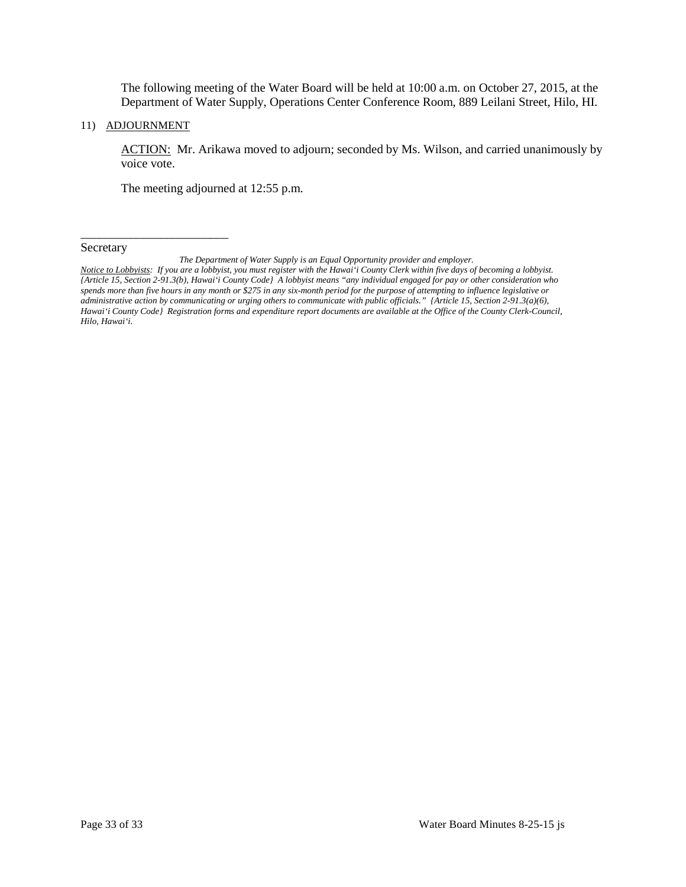The following meeting of the Water Board will be held at 10:00 a.m. on October 27, 2015, at the Department of Water Supply, Operations Center Conference Room, 889 Leilani Street, Hilo, HI.

11) ADJOURNMENT

ACTION: Mr. Arikawa moved to adjourn; seconded by Ms. Wilson, and carried unanimously by voice vote.

The meeting adjourned at 12:55 p.m.

_________________________

Secretary

*The Department of Water Supply is an Equal Opportunity provider and employer.*

*Notice to Lobbyists: If you are a lobbyist, you must register with the Hawai'i County Clerk within five days of becoming a lobbyist. {Article 15, Section 2-91.3(b), Hawai'i County Code} A lobbyist means "any individual engaged for pay or other consideration who spends more than five hours in any month or $275 in any six-month period for the purpose of attempting to influence legislative or administrative action by communicating or urging others to communicate with public officials." {Article 15, Section 2-91.3(a)(6), Hawai'i County Code} Registration forms and expenditure report documents are available at the Office of the County Clerk-Council, Hilo, Hawai'i.*